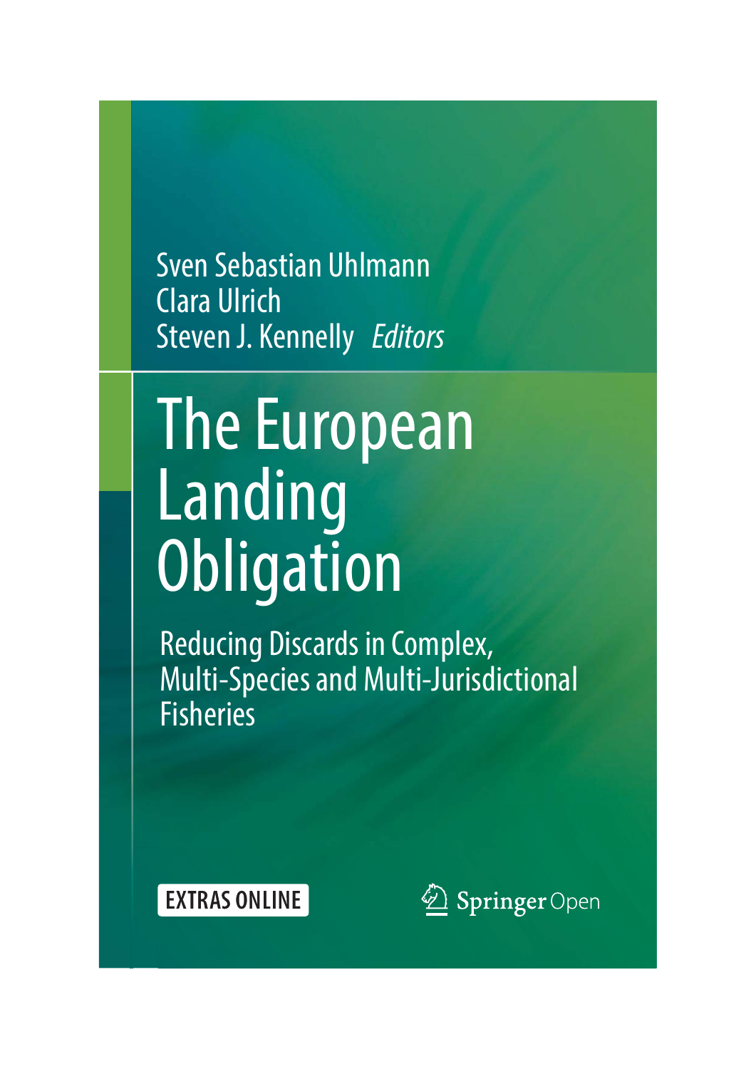Sven Sebastian Uhlmann
Clara Ulrich
Steven J. Kennelly *Editors*

# The European Landing Obligation

## Reducing Discards in Complex, Multi-Species and Multi-Jurisdictional Fisheries

EXTRAS ONLINE

Springer Open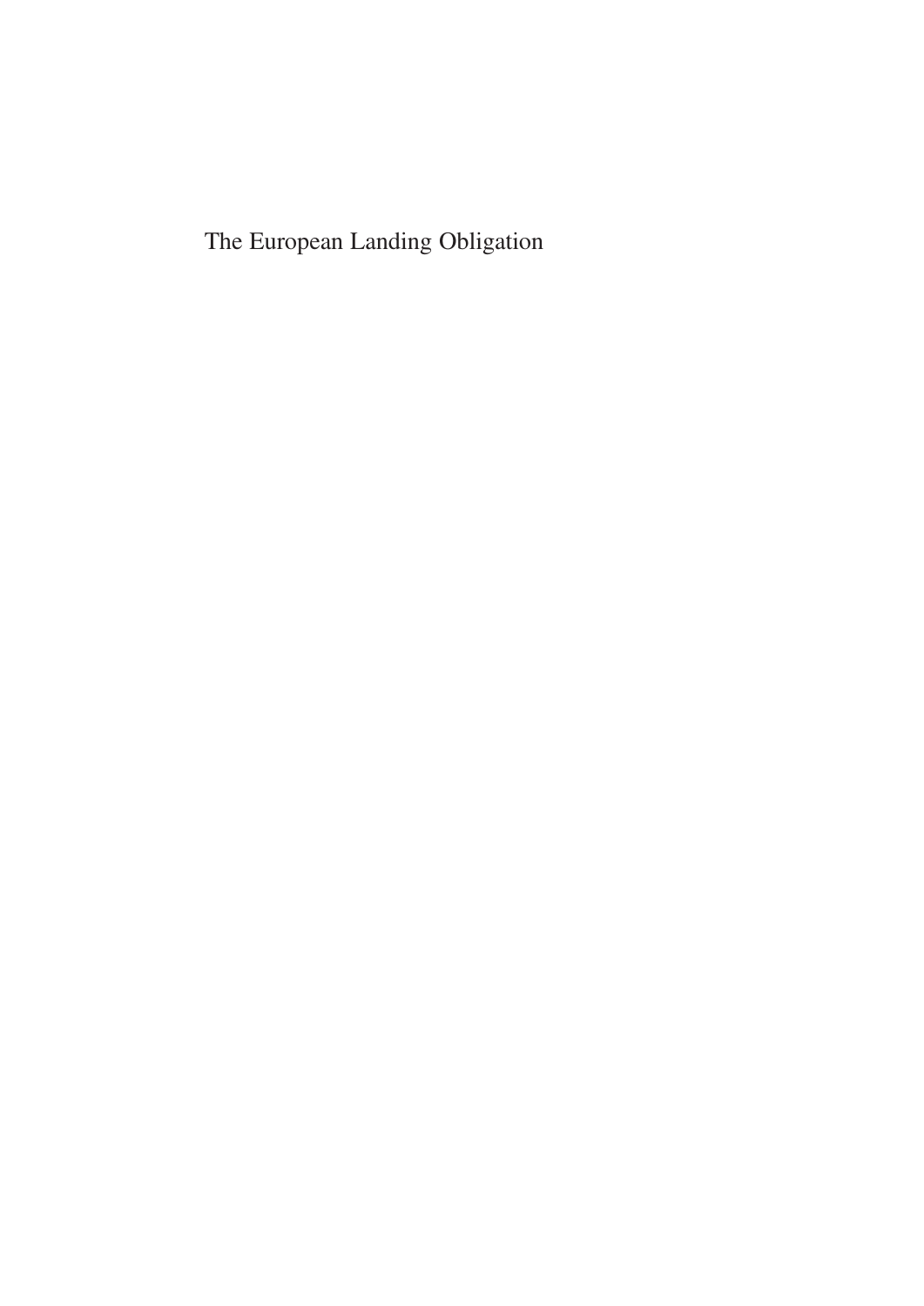The European Landing Obligation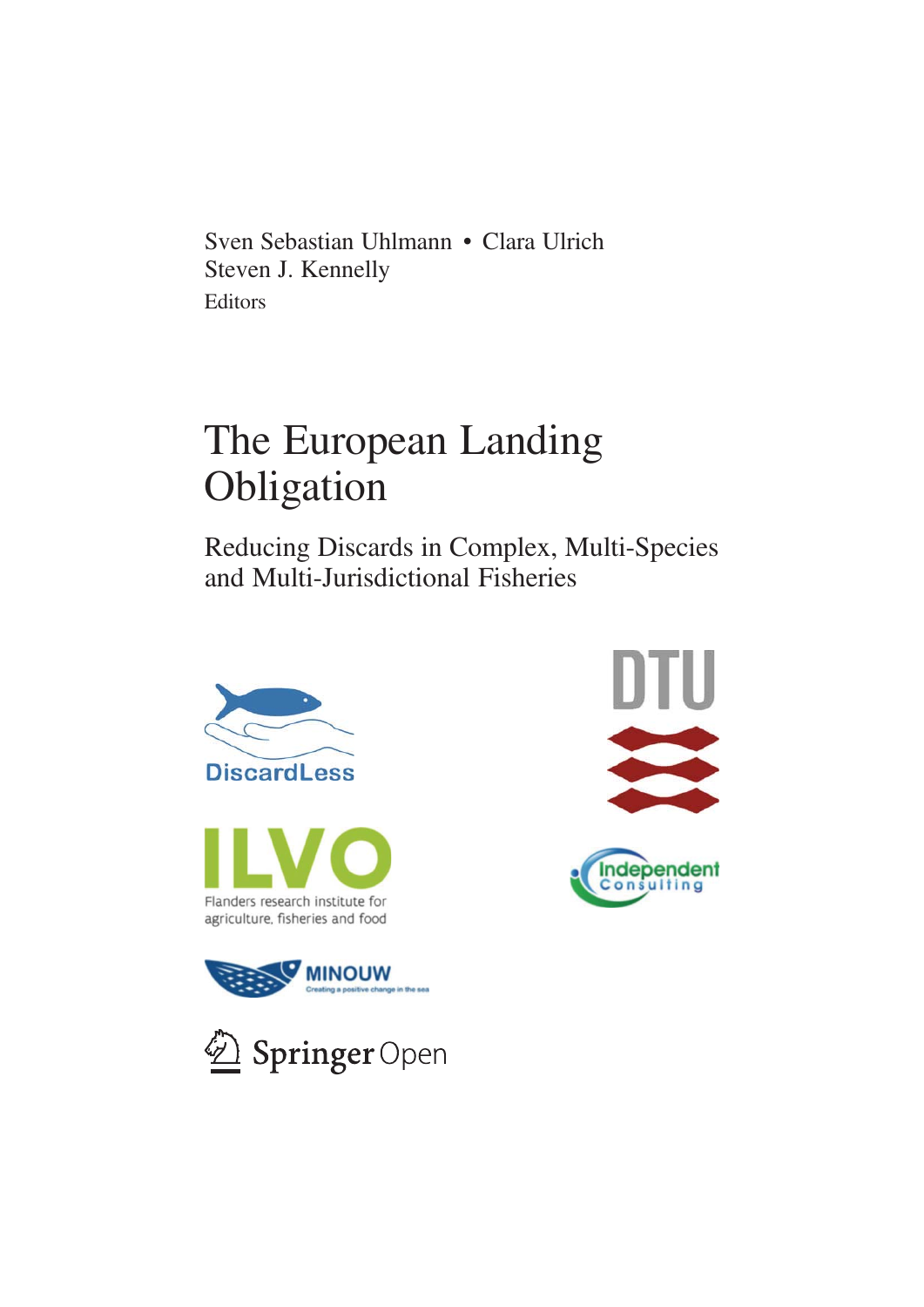Sven Sebastian Uhlmann • Clara Ulrich
Steven J. Kennelly
Editors

# The European Landing Obligation

## Reducing Discards in Complex, Multi-Species and Multi-Jurisdictional Fisheries

DiscardLess

DTU

ILVO

Flanders research institute for agriculture, fisheries and food

Independent Consulting

MINOUW

Creating a positive change in the sea

Springer Open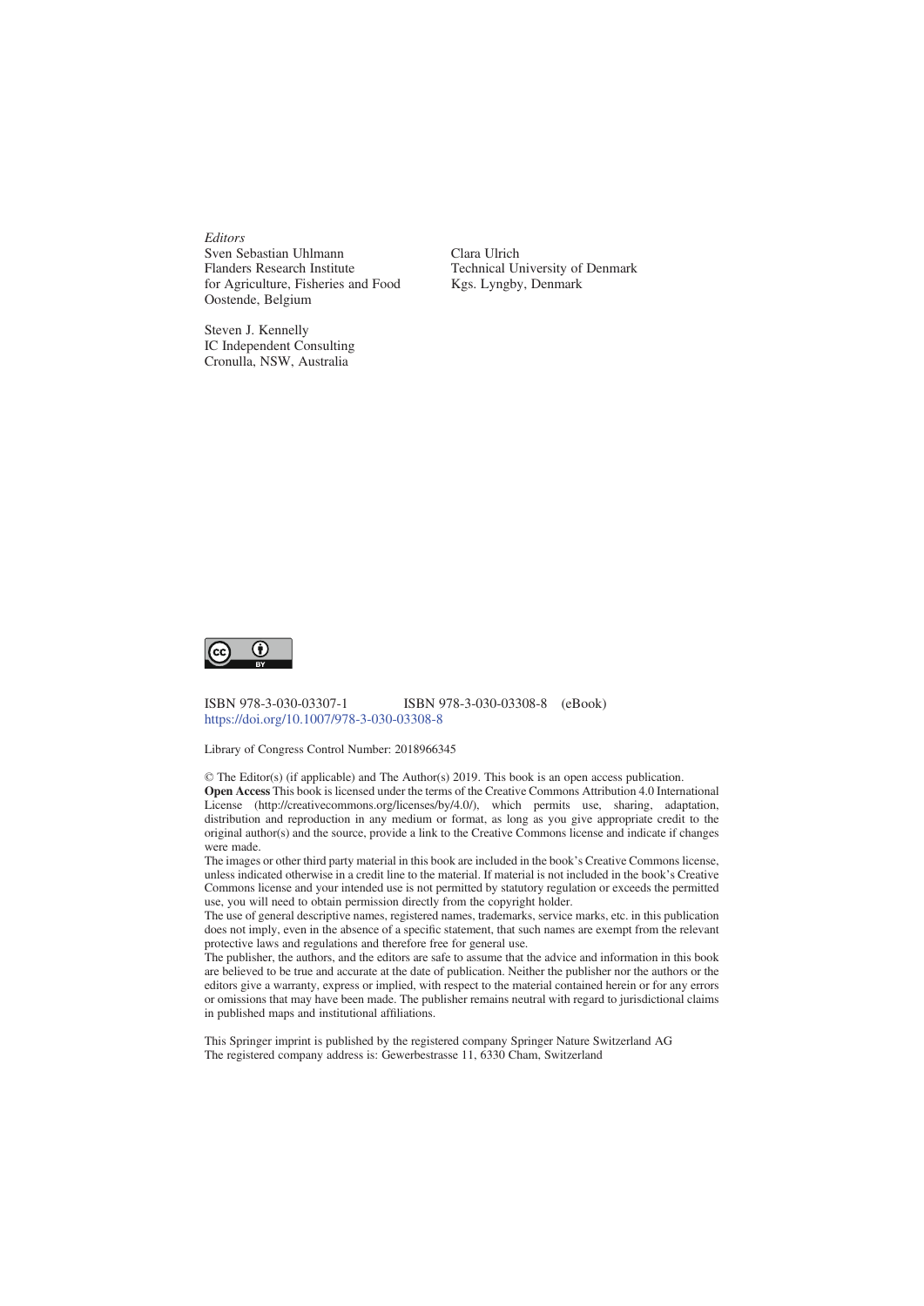*Editors*

Sven Sebastian Uhlmann
Flanders Research Institute
for Agriculture, Fisheries and Food
Oostende, Belgium

Clara Ulrich
Technical University of Denmark
Kgs. Lyngby, Denmark

Steven J. Kennelly
IC Independent Consulting
Cronulla, NSW, Australia

ISBN 978-3-030-03307-1 ISBN 978-3-030-03308-8 (eBook)
https://doi.org/10.1007/978-3-030-03308-8

Library of Congress Control Number: 2018966345

© The Editor(s) (if applicable) and The Author(s) 2019. This book is an open access publication.

**Open Access** This book is licensed under the terms of the Creative Commons Attribution 4.0 International License (http://creativecommons.org/licenses/by/4.0/), which permits use, sharing, adaptation, distribution and reproduction in any medium or format, as long as you give appropriate credit to the original author(s) and the source, provide a link to the Creative Commons license and indicate if changes were made.

The images or other third party material in this book are included in the book's Creative Commons license, unless indicated otherwise in a credit line to the material. If material is not included in the book's Creative Commons license and your intended use is not permitted by statutory regulation or exceeds the permitted use, you will need to obtain permission directly from the copyright holder.

The use of general descriptive names, registered names, trademarks, service marks, etc. in this publication does not imply, even in the absence of a specific statement, that such names are exempt from the relevant protective laws and regulations and therefore free for general use.

The publisher, the authors, and the editors are safe to assume that the advice and information in this book are believed to be true and accurate at the date of publication. Neither the publisher nor the authors or the editors give a warranty, express or implied, with respect to the material contained herein or for any errors or omissions that may have been made. The publisher remains neutral with regard to jurisdictional claims in published maps and institutional affiliations.

This Springer imprint is published by the registered company Springer Nature Switzerland AG
The registered company address is: Gewerbestrasse 11, 6330 Cham, Switzerland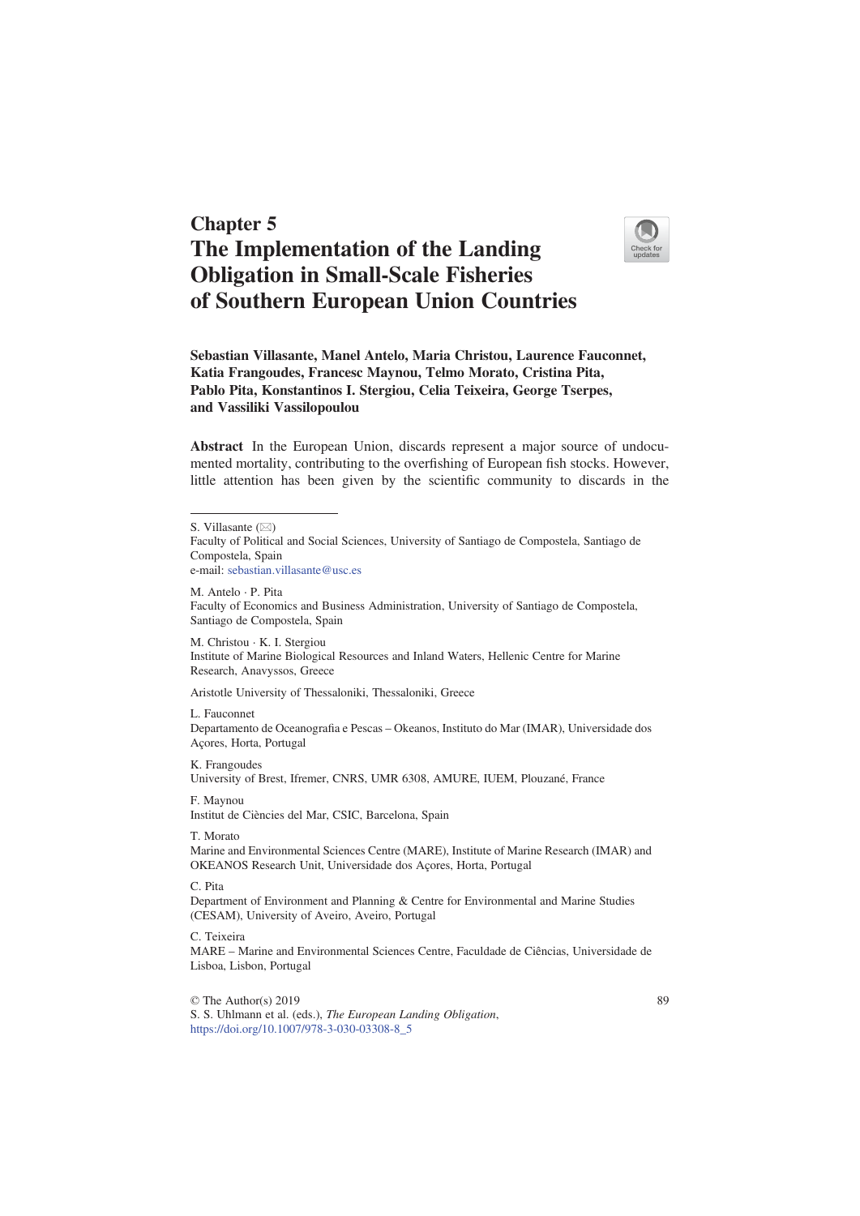# Chapter 5
# The Implementation of the Landing Obligation in Small-Scale Fisheries of Southern European Union Countries

**Sebastian Villasante, Manel Antelo, Maria Christou, Laurence Fauconnet, Katia Frangoudes, Francesc Maynou, Telmo Morato, Cristina Pita, Pablo Pita, Konstantinos I. Stergiou, Celia Teixeira, George Tserpes, and Vassiliki Vassilopoulou**

**Abstract** In the European Union, discards represent a major source of undocumented mortality, contributing to the overfishing of European fish stocks. However, little attention has been given by the scientific community to discards in the

---

S. Villasante (✉)
Faculty of Political and Social Sciences, University of Santiago de Compostela, Santiago de Compostela, Spain
e-mail: sebastian.villasante@usc.es

M. Antelo · P. Pita
Faculty of Economics and Business Administration, University of Santiago de Compostela, Santiago de Compostela, Spain

M. Christou · K. I. Stergiou
Institute of Marine Biological Resources and Inland Waters, Hellenic Centre for Marine Research, Anavyssos, Greece

Aristotle University of Thessaloniki, Thessaloniki, Greece

L. Fauconnet
Departamento de Oceanografia e Pescas – Okeanos, Instituto do Mar (IMAR), Universidade dos Açores, Horta, Portugal

K. Frangoudes
University of Brest, Ifremer, CNRS, UMR 6308, AMURE, IUEM, Plouzané, France

F. Maynou
Institut de Ciències del Mar, CSIC, Barcelona, Spain

T. Morato
Marine and Environmental Sciences Centre (MARE), Institute of Marine Research (IMAR) and OKEANOS Research Unit, Universidade dos Açores, Horta, Portugal

C. Pita
Department of Environment and Planning & Centre for Environmental and Marine Studies (CESAM), University of Aveiro, Aveiro, Portugal

C. Teixeira
MARE – Marine and Environmental Sciences Centre, Faculdade de Ciências, Universidade de Lisboa, Lisbon, Portugal

© The Author(s) 2019
S. S. Uhlmann et al. (eds.), *The European Landing Obligation*,
https://doi.org/10.1007/978-3-030-03308-8_5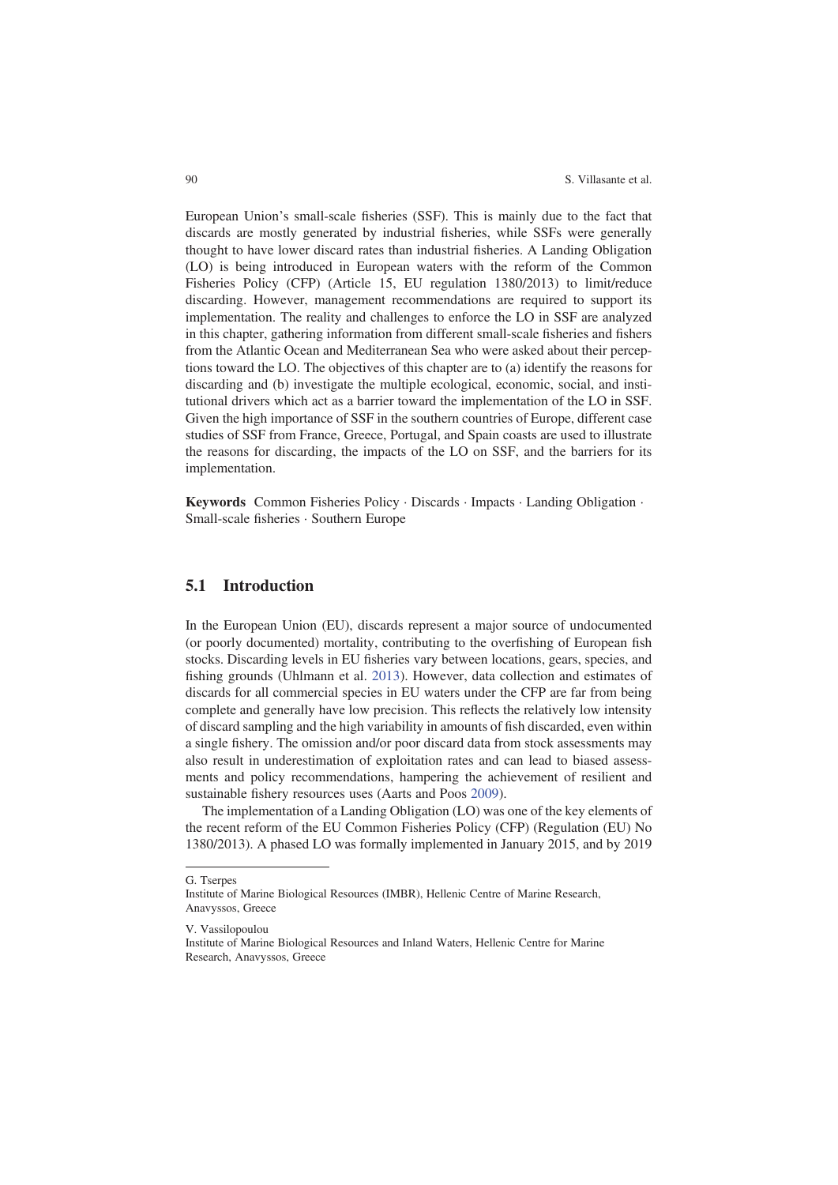European Union's small-scale fisheries (SSF). This is mainly due to the fact that discards are mostly generated by industrial fisheries, while SSFs were generally thought to have lower discard rates than industrial fisheries. A Landing Obligation (LO) is being introduced in European waters with the reform of the Common Fisheries Policy (CFP) (Article 15, EU regulation 1380/2013) to limit/reduce discarding. However, management recommendations are required to support its implementation. The reality and challenges to enforce the LO in SSF are analyzed in this chapter, gathering information from different small-scale fisheries and fishers from the Atlantic Ocean and Mediterranean Sea who were asked about their perceptions toward the LO. The objectives of this chapter are to (a) identify the reasons for discarding and (b) investigate the multiple ecological, economic, social, and institutional drivers which act as a barrier toward the implementation of the LO in SSF. Given the high importance of SSF in the southern countries of Europe, different case studies of SSF from France, Greece, Portugal, and Spain coasts are used to illustrate the reasons for discarding, the impacts of the LO on SSF, and the barriers for its implementation.

**Keywords** Common Fisheries Policy · Discards · Impacts · Landing Obligation · Small-scale fisheries · Southern Europe

## 5.1 Introduction

In the European Union (EU), discards represent a major source of undocumented (or poorly documented) mortality, contributing to the overfishing of European fish stocks. Discarding levels in EU fisheries vary between locations, gears, species, and fishing grounds (Uhlmann et al. 2013). However, data collection and estimates of discards for all commercial species in EU waters under the CFP are far from being complete and generally have low precision. This reflects the relatively low intensity of discard sampling and the high variability in amounts of fish discarded, even within a single fishery. The omission and/or poor discard data from stock assessments may also result in underestimation of exploitation rates and can lead to biased assessments and policy recommendations, hampering the achievement of resilient and sustainable fishery resources uses (Aarts and Poos 2009).

The implementation of a Landing Obligation (LO) was one of the key elements of the recent reform of the EU Common Fisheries Policy (CFP) (Regulation (EU) No 1380/2013). A phased LO was formally implemented in January 2015, and by 2019

---

G. Tserpes
Institute of Marine Biological Resources (IMBR), Hellenic Centre of Marine Research, Anavyssos, Greece

V. Vassilopoulou
Institute of Marine Biological Resources and Inland Waters, Hellenic Centre for Marine Research, Anavyssos, Greece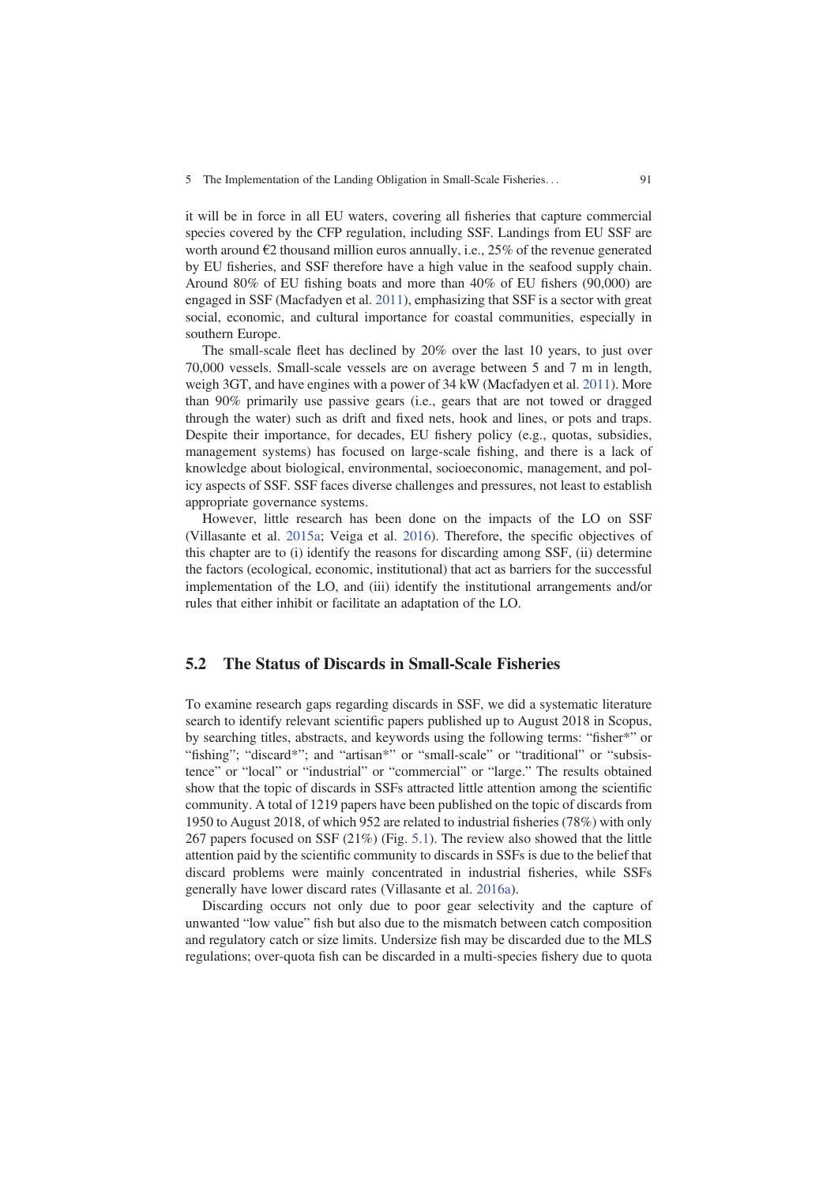it will be in force in all EU waters, covering all fisheries that capture commercial species covered by the CFP regulation, including SSF. Landings from EU SSF are worth around €2 thousand million euros annually, i.e., 25% of the revenue generated by EU fisheries, and SSF therefore have a high value in the seafood supply chain. Around 80% of EU fishing boats and more than 40% of EU fishers (90,000) are engaged in SSF (Macfadyen et al. 2011), emphasizing that SSF is a sector with great social, economic, and cultural importance for coastal communities, especially in southern Europe.

The small-scale fleet has declined by 20% over the last 10 years, to just over 70,000 vessels. Small-scale vessels are on average between 5 and 7 m in length, weigh 3GT, and have engines with a power of 34 kW (Macfadyen et al. 2011). More than 90% primarily use passive gears (i.e., gears that are not towed or dragged through the water) such as drift and fixed nets, hook and lines, or pots and traps. Despite their importance, for decades, EU fishery policy (e.g., quotas, subsidies, management systems) has focused on large-scale fishing, and there is a lack of knowledge about biological, environmental, socioeconomic, management, and policy aspects of SSF. SSF faces diverse challenges and pressures, not least to establish appropriate governance systems.

However, little research has been done on the impacts of the LO on SSF (Villasante et al. 2015a; Veiga et al. 2016). Therefore, the specific objectives of this chapter are to (i) identify the reasons for discarding among SSF, (ii) determine the factors (ecological, economic, institutional) that act as barriers for the successful implementation of the LO, and (iii) identify the institutional arrangements and/or rules that either inhibit or facilitate an adaptation of the LO.

## 5.2 The Status of Discards in Small-Scale Fisheries

To examine research gaps regarding discards in SSF, we did a systematic literature search to identify relevant scientific papers published up to August 2018 in Scopus, by searching titles, abstracts, and keywords using the following terms: "fisher*" or "fishing"; "discard*"; and "artisan*" or "small-scale" or "traditional" or "subsistence" or "local" or "industrial" or "commercial" or "large." The results obtained show that the topic of discards in SSFs attracted little attention among the scientific community. A total of 1219 papers have been published on the topic of discards from 1950 to August 2018, of which 952 are related to industrial fisheries (78%) with only 267 papers focused on SSF (21%) (Fig. 5.1). The review also showed that the little attention paid by the scientific community to discards in SSFs is due to the belief that discard problems were mainly concentrated in industrial fisheries, while SSFs generally have lower discard rates (Villasante et al. 2016a).

Discarding occurs not only due to poor gear selectivity and the capture of unwanted "low value" fish but also due to the mismatch between catch composition and regulatory catch or size limits. Undersize fish may be discarded due to the MLS regulations; over-quota fish can be discarded in a multi-species fishery due to quota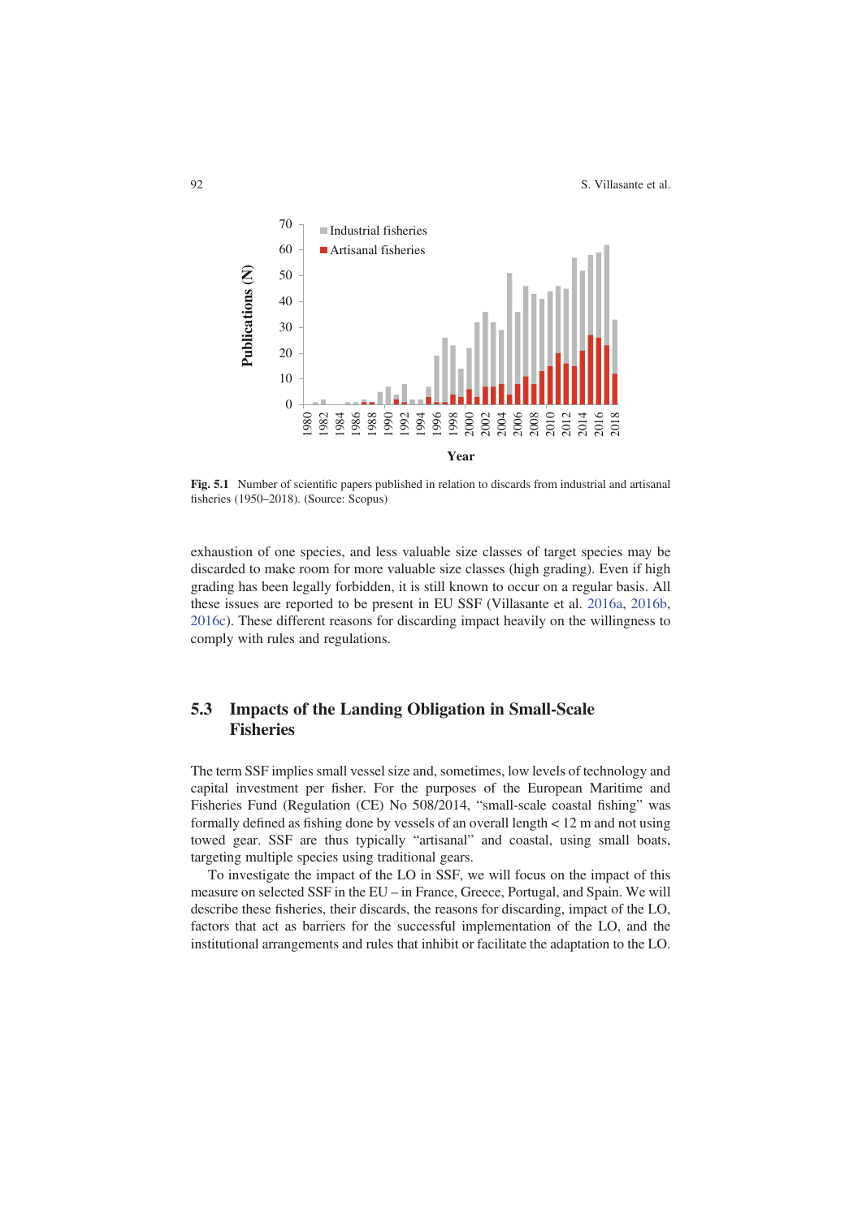**Fig. 5.1** Number of scientific papers published in relation to discards from industrial and artisanal fisheries (1950–2018). (Source: Scopus)

exhaustion of one species, and less valuable size classes of target species may be discarded to make room for more valuable size classes (high grading). Even if high grading has been legally forbidden, it is still known to occur on a regular basis. All these issues are reported to be present in EU SSF (Villasante et al. 2016a, 2016b, 2016c). These different reasons for discarding impact heavily on the willingness to comply with rules and regulations.

## 5.3 Impacts of the Landing Obligation in Small-Scale Fisheries

The term SSF implies small vessel size and, sometimes, low levels of technology and capital investment per fisher. For the purposes of the European Maritime and Fisheries Fund (Regulation (CE) No 508/2014, "small-scale coastal fishing" was formally defined as fishing done by vessels of an overall length < 12 m and not using towed gear. SSF are thus typically "artisanal" and coastal, using small boats, targeting multiple species using traditional gears.

To investigate the impact of the LO in SSF, we will focus on the impact of this measure on selected SSF in the EU – in France, Greece, Portugal, and Spain. We will describe these fisheries, their discards, the reasons for discarding, impact of the LO, factors that act as barriers for the successful implementation of the LO, and the institutional arrangements and rules that inhibit or facilitate the adaptation to the LO.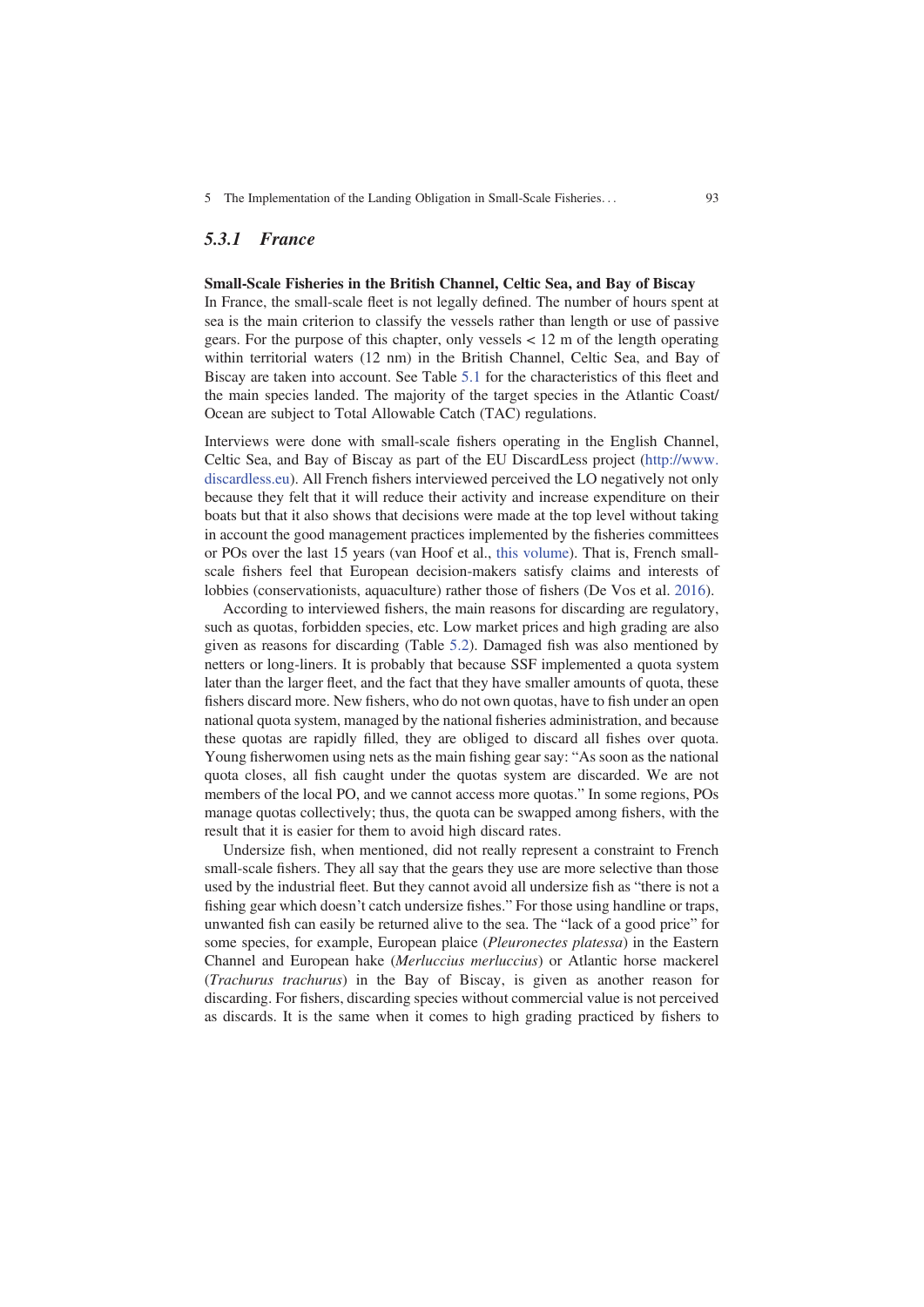### 5.3.1 France

**Small-Scale Fisheries in the British Channel, Celtic Sea, and Bay of Biscay**

In France, the small-scale fleet is not legally defined. The number of hours spent at sea is the main criterion to classify the vessels rather than length or use of passive gears. For the purpose of this chapter, only vessels < 12 m of the length operating within territorial waters (12 nm) in the British Channel, Celtic Sea, and Bay of Biscay are taken into account. See Table 5.1 for the characteristics of this fleet and the main species landed. The majority of the target species in the Atlantic Coast/Ocean are subject to Total Allowable Catch (TAC) regulations.

Interviews were done with small-scale fishers operating in the English Channel, Celtic Sea, and Bay of Biscay as part of the EU DiscardLess project (http://www.discardless.eu). All French fishers interviewed perceived the LO negatively not only because they felt that it will reduce their activity and increase expenditure on their boats but that it also shows that decisions were made at the top level without taking in account the good management practices implemented by the fisheries committees or POs over the last 15 years (van Hoof et al., this volume). That is, French small-scale fishers feel that European decision-makers satisfy claims and interests of lobbies (conservationists, aquaculture) rather those of fishers (De Vos et al. 2016).

According to interviewed fishers, the main reasons for discarding are regulatory, such as quotas, forbidden species, etc. Low market prices and high grading are also given as reasons for discarding (Table 5.2). Damaged fish was also mentioned by netters or long-liners. It is probably that because SSF implemented a quota system later than the larger fleet, and the fact that they have smaller amounts of quota, these fishers discard more. New fishers, who do not own quotas, have to fish under an open national quota system, managed by the national fisheries administration, and because these quotas are rapidly filled, they are obliged to discard all fishes over quota. Young fisherwomen using nets as the main fishing gear say: "As soon as the national quota closes, all fish caught under the quotas system are discarded. We are not members of the local PO, and we cannot access more quotas." In some regions, POs manage quotas collectively; thus, the quota can be swapped among fishers, with the result that it is easier for them to avoid high discard rates.

Undersize fish, when mentioned, did not really represent a constraint to French small-scale fishers. They all say that the gears they use are more selective than those used by the industrial fleet. But they cannot avoid all undersize fish as "there is not a fishing gear which doesn't catch undersize fishes." For those using handline or traps, unwanted fish can easily be returned alive to the sea. The "lack of a good price" for some species, for example, European plaice (*Pleuronectes platessa*) in the Eastern Channel and European hake (*Merluccius merluccius*) or Atlantic horse mackerel (*Trachurus trachurus*) in the Bay of Biscay, is given as another reason for discarding. For fishers, discarding species without commercial value is not perceived as discards. It is the same when it comes to high grading practiced by fishers to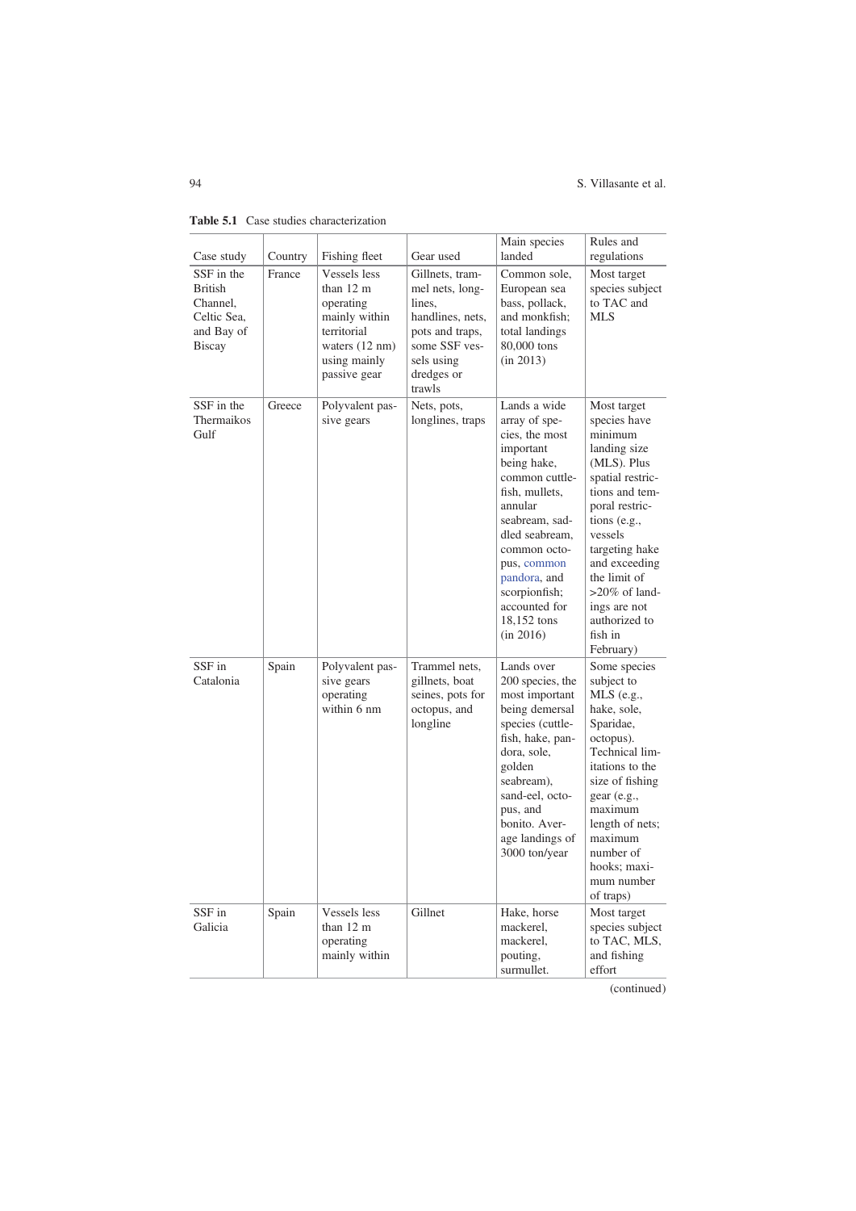**Table 5.1** Case studies characterization

| Case study | Country | Fishing fleet | Gear used | Main species landed | Rules and regulations |
|---|---|---|---|---|---|
| SSF in the British Channel, Celtic Sea, and Bay of Biscay | France | Vessels less than 12 m operating mainly within territorial waters (12 nm) using mainly passive gear | Gillnets, trammel nets, longlines, handlines, nets, pots and traps, some SSF vessels using dredges or trawls | Common sole, European sea bass, pollack, and monkfish; total landings 80,000 tons (in 2013) | Most target species subject to TAC and MLS |
| SSF in the Thermaikos Gulf | Greece | Polyvalent passive gears | Nets, pots, longlines, traps | Lands a wide array of species, the most important being hake, common cuttlefish, mullets, annular seabream, saddled seabream, common octopus, common pandora, and scorpionfish; accounted for 18,152 tons (in 2016) | Most target species have minimum landing size (MLS). Plus spatial restrictions and temporal restrictions (e.g., vessels targeting hake and exceeding the limit of >20% of landings are not authorized to fish in February) |
| SSF in Catalonia | Spain | Polyvalent passive gears operating within 6 nm | Trammel nets, gillnets, boat seines, pots for octopus, and longline | Lands over 200 species, the most important being demersal species (cuttlefish, hake, pandora, sole, golden seabream), sand-eel, octopus, and bonito. Average landings of 3000 ton/year | Some species subject to MLS (e.g., hake, sole, Sparidae, octopus). Technical limitations to the size of fishing gear (e.g., maximum length of nets; maximum number of hooks; maximum number of traps) |
| SSF in Galicia | Spain | Vessels less than 12 m operating mainly within | Gillnet | Hake, horse mackerel, mackerel, pouting, surmullet. | Most target species subject to TAC, MLS, and fishing effort |

(continued)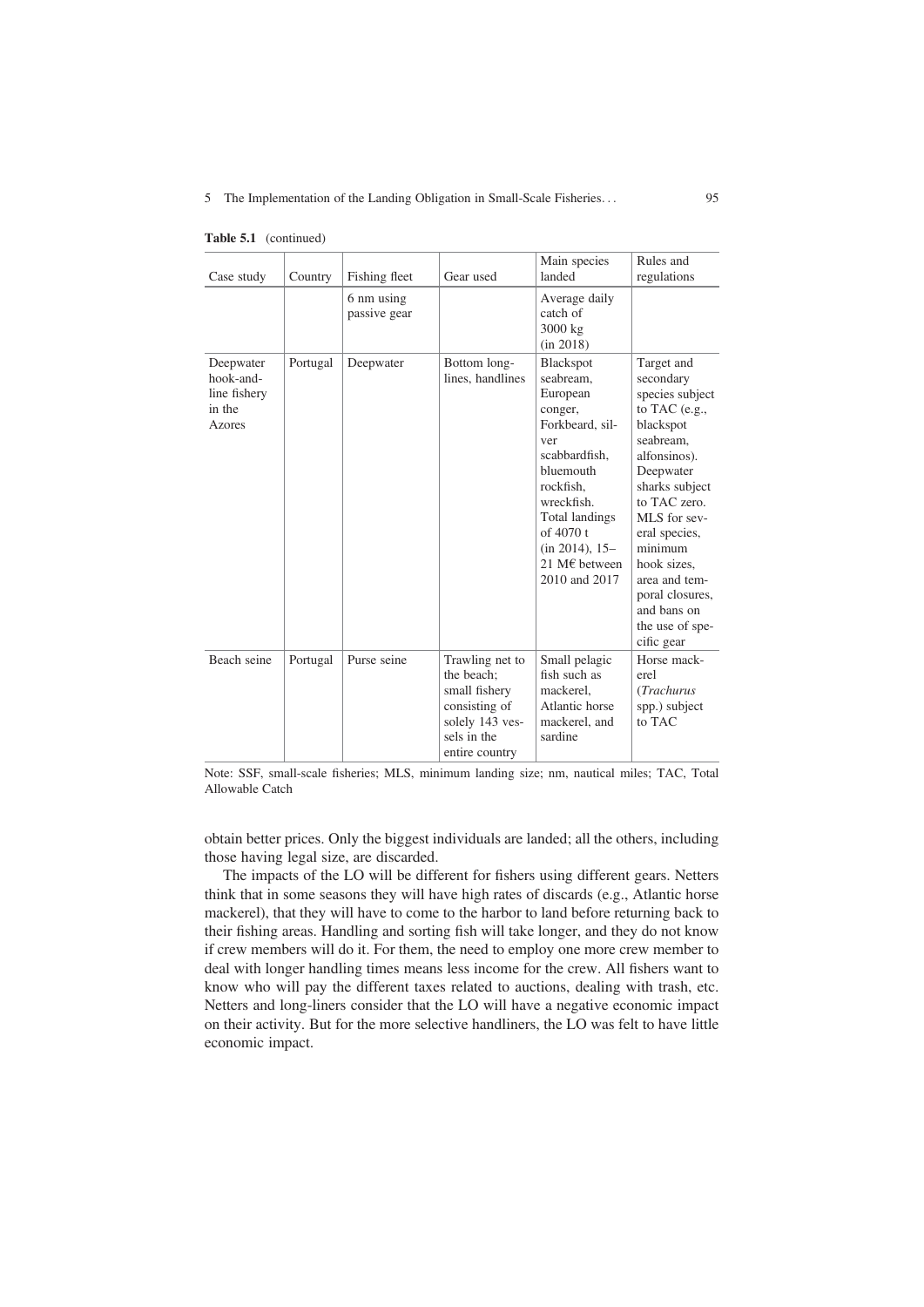**Table 5.1** (continued)

| Case study | Country | Fishing fleet | Gear used | Main species landed | Rules and regulations |
|---|---|---|---|---|---|
| | | 6 nm using passive gear | | Average daily catch of 3000 kg (in 2018) | |
| Deepwater hook-and-line fishery in the Azores | Portugal | Deepwater | Bottom long-lines, handlines | Blackspot seabream, European conger, Forkbeard, silver scabbardfish, bluemouth rockfish, wreckfish. Total landings of 4070 t (in 2014), 15–21 M€ between 2010 and 2017 | Target and secondary species subject to TAC (e.g., blackspot seabream, alfonsinos). Deepwater sharks subject to TAC zero. MLS for several species, minimum hook sizes, area and temporal closures, and bans on the use of specific gear |
| Beach seine | Portugal | Purse seine | Trawling net to the beach; small fishery consisting of solely 143 vessels in the entire country | Small pelagic fish such as mackerel, Atlantic horse mackerel, and sardine | Horse mackerel (*Trachurus* spp.) subject to TAC |

Note: SSF, small-scale fisheries; MLS, minimum landing size; nm, nautical miles; TAC, Total Allowable Catch

obtain better prices. Only the biggest individuals are landed; all the others, including those having legal size, are discarded.

The impacts of the LO will be different for fishers using different gears. Netters think that in some seasons they will have high rates of discards (e.g., Atlantic horse mackerel), that they will have to come to the harbor to land before returning back to their fishing areas. Handling and sorting fish will take longer, and they do not know if crew members will do it. For them, the need to employ one more crew member to deal with longer handling times means less income for the crew. All fishers want to know who will pay the different taxes related to auctions, dealing with trash, etc. Netters and long-liners consider that the LO will have a negative economic impact on their activity. But for the more selective handliners, the LO was felt to have little economic impact.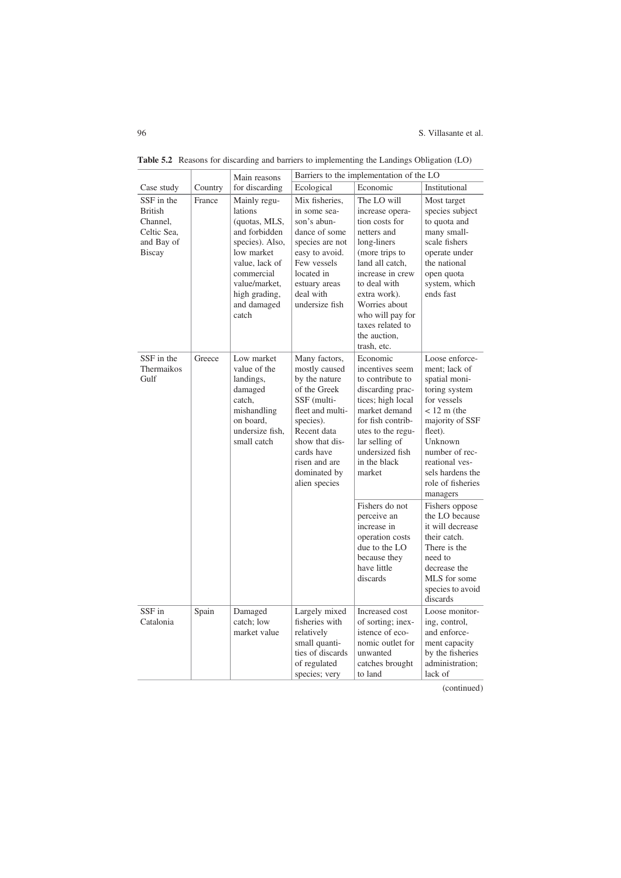**Table 5.2** Reasons for discarding and barriers to implementing the Landings Obligation (LO)

| Case study | Country | Main reasons for discarding | Barriers to the implementation of the LO | | |
|---|---|---|---|---|---|
| | | | Ecological | Economic | Institutional |
| SSF in the British Channel, Celtic Sea, and Bay of Biscay | France | Mainly regulations (quotas, MLS, and forbidden species). Also, low market value, lack of commercial value/market, high grading, and damaged catch | Mix fisheries, in some season's abundance of some species are not easy to avoid. Few vessels located in estuary areas deal with undersize fish | The LO will increase operation costs for netters and long-liners (more trips to land all catch, increase in crew to deal with extra work). Worries about who will pay for taxes related to the auction, trash, etc. | Most target species subject to quota and many small-scale fishers operate under the national open quota system, which ends fast |
| SSF in the Thermaikos Gulf | Greece | Low market value of the landings, damaged catch, mishandling on board, undersize fish, small catch | Many factors, mostly caused by the nature of the Greek SSF (multi-fleet and multi-species). Recent data show that discards have risen and are dominated by alien species | Economic incentives seem to contribute to discarding practices; high local market demand for fish contributes to the regular selling of undersized fish in the black market | Loose enforcement; lack of spatial monitoring system for vessels < 12 m (the majority of SSF fleet). Unknown number of recreational vessels hardens the role of fisheries managers |
| | | | | Fishers do not perceive an increase in operation costs due to the LO because they have little discards | Fishers oppose the LO because it will decrease their catch. There is the need to decrease the MLS for some species to avoid discards |
| SSF in Catalonia | Spain | Damaged catch; low market value | Largely mixed fisheries with relatively small quantities of discards of regulated species; very | Increased cost of sorting; inexistence of economic outlet for unwanted catches brought to land | Loose monitoring, control, and enforcement capacity by the fisheries administration; lack of |

(continued)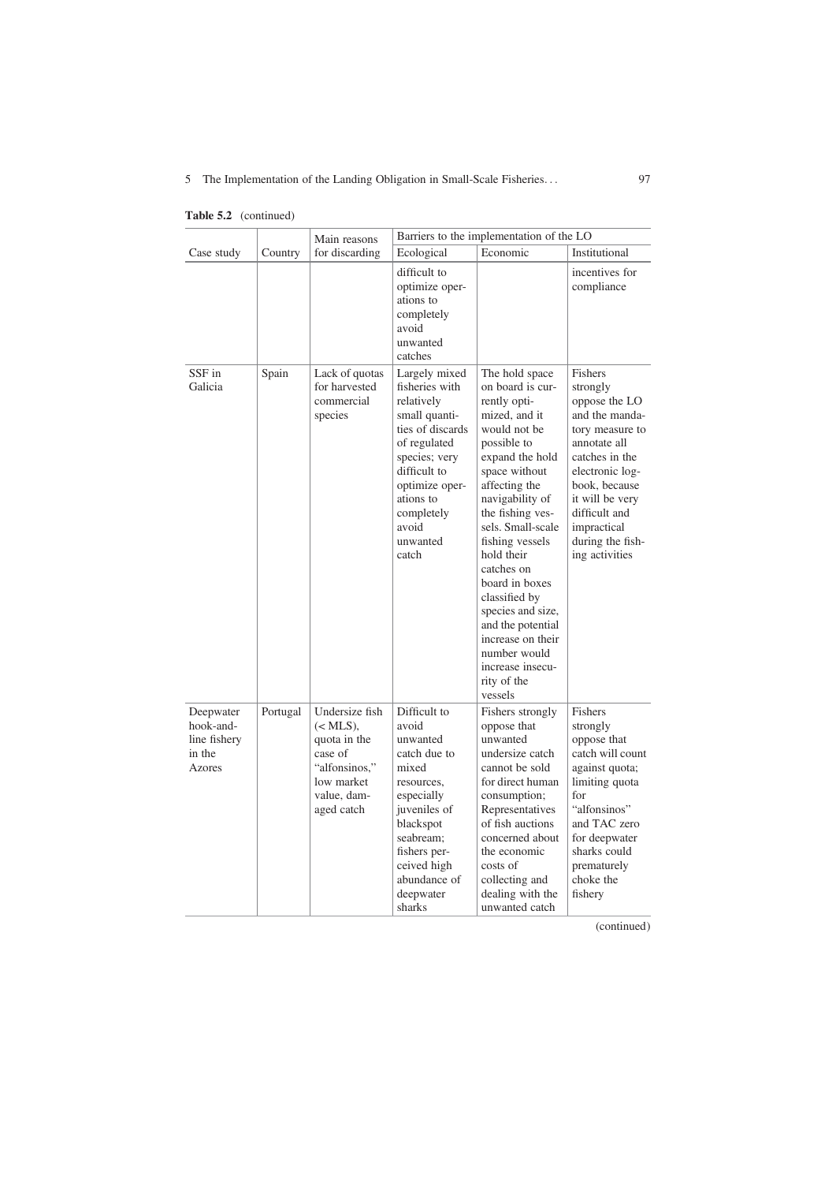**Table 5.2** (continued)

| Case study | Country | Main reasons for discarding | Barriers to the implementation of the LO | | |
|---|---|---|---|---|---|
| | | | Ecological | Economic | Institutional |
| | | | difficult to optimize operations to completely avoid unwanted catches | | incentives for compliance |
| SSF in Galicia | Spain | Lack of quotas for harvested commercial species | Largely mixed fisheries with relatively small quantities of discards of regulated species; very difficult to optimize operations to completely avoid unwanted catch | The hold space on board is currently optimized, and it would not be possible to expand the hold space without affecting the navigability of the fishing vessels. Small-scale fishing vessels hold their catches on board in boxes classified by species and size, and the potential increase on their number would increase insecurity of the vessels | Fishers strongly oppose the LO and the mandatory measure to annotate all catches in the electronic logbook, because it will be very difficult and impractical during the fishing activities |
| Deepwater hook-and-line fishery in the Azores | Portugal | Undersize fish (< MLS), quota in the case of "alfonsinos," low market value, damaged catch | Difficult to avoid unwanted catch due to mixed resources, especially juveniles of blackspot seabream; fishers perceived high abundance of deepwater sharks | Fishers strongly oppose that unwanted undersize catch cannot be sold for direct human consumption; Representatives of fish auctions concerned about the economic costs of collecting and dealing with the unwanted catch | Fishers strongly oppose that catch will count against quota; limiting quota for "alfonsinos" and TAC zero for deepwater sharks could prematurely choke the fishery |

(continued)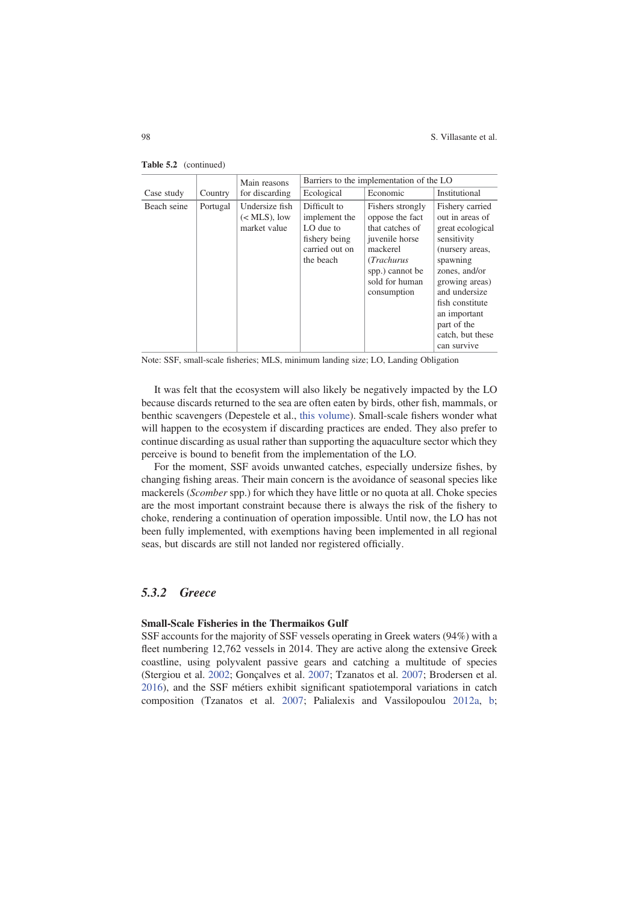**Table 5.2** (continued)

| Case study | Country | Main reasons for discarding | Barriers to the implementation of the LO | | |
|---|---|---|---|---|---|
| | | | Ecological | Economic | Institutional |
| Beach seine | Portugal | Undersize fish (< MLS), low market value | Difficult to implement the LO due to fishery being carried out on the beach | Fishers strongly oppose the fact that catches of juvenile horse mackerel (*Trachurus* spp.) cannot be sold for human consumption | Fishery carried out in areas of great ecological sensitivity (nursery areas, spawning zones, and/or growing areas) and undersize fish constitute an important part of the catch, but these can survive |

Note: SSF, small-scale fisheries; MLS, minimum landing size; LO, Landing Obligation

It was felt that the ecosystem will also likely be negatively impacted by the LO because discards returned to the sea are often eaten by birds, other fish, mammals, or benthic scavengers (Depestele et al., this volume). Small-scale fishers wonder what will happen to the ecosystem if discarding practices are ended. They also prefer to continue discarding as usual rather than supporting the aquaculture sector which they perceive is bound to benefit from the implementation of the LO.

For the moment, SSF avoids unwanted catches, especially undersize fishes, by changing fishing areas. Their main concern is the avoidance of seasonal species like mackerels (*Scomber* spp.) for which they have little or no quota at all. Choke species are the most important constraint because there is always the risk of the fishery to choke, rendering a continuation of operation impossible. Until now, the LO has not been fully implemented, with exemptions having been implemented in all regional seas, but discards are still not landed nor registered officially.

### 5.3.2 *Greece*

**Small-Scale Fisheries in the Thermaikos Gulf**

SSF accounts for the majority of SSF vessels operating in Greek waters (94%) with a fleet numbering 12,762 vessels in 2014. They are active along the extensive Greek coastline, using polyvalent passive gears and catching a multitude of species (Stergiou et al. 2002; Gonçalves et al. 2007; Tzanatos et al. 2007; Brodersen et al. 2016), and the SSF métiers exhibit significant spatiotemporal variations in catch composition (Tzanatos et al. 2007; Palialexis and Vassilopoulou 2012a, b;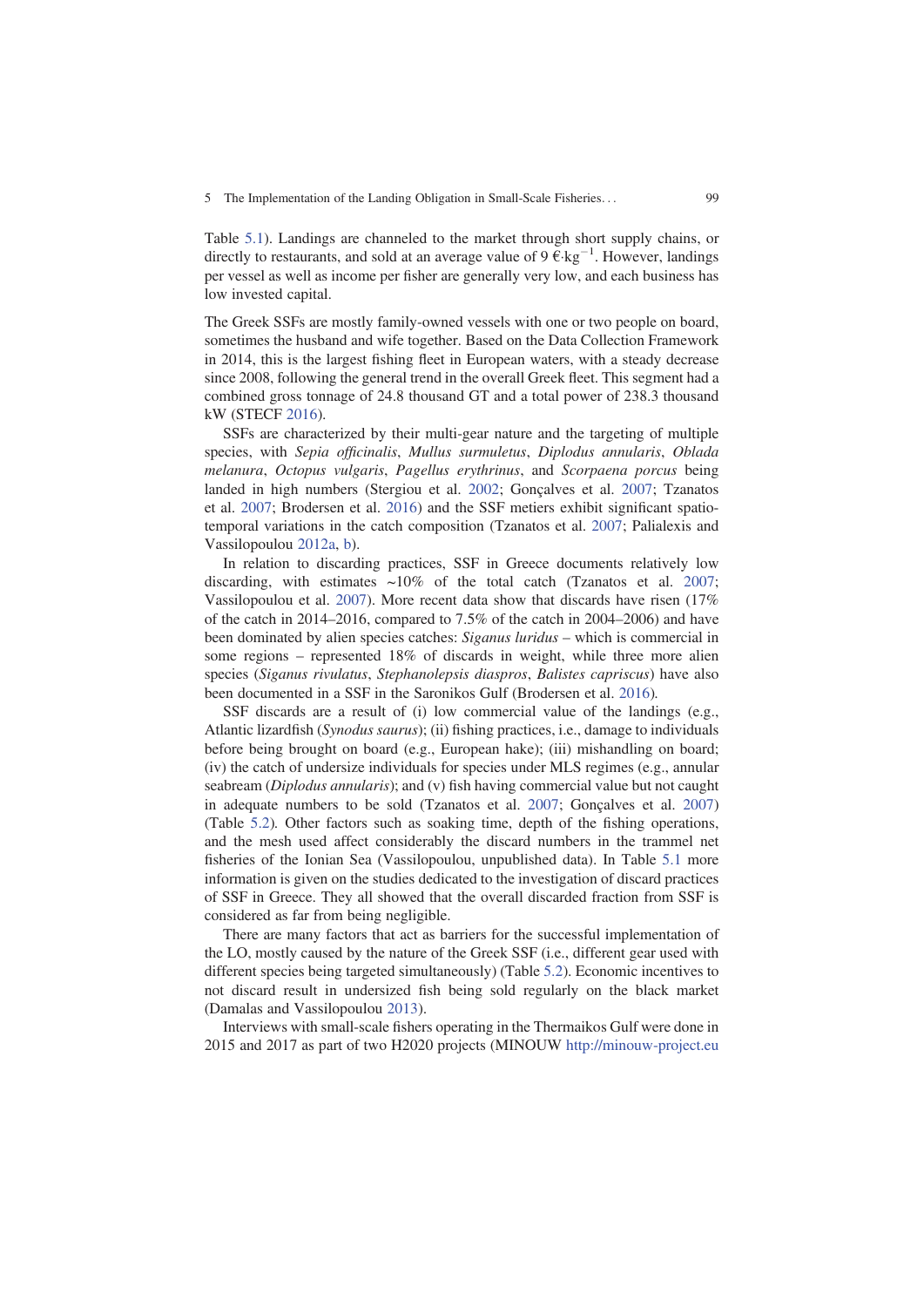Table 5.1). Landings are channeled to the market through short supply chains, or directly to restaurants, and sold at an average value of 9 €·kg$^{-1}$. However, landings per vessel as well as income per fisher are generally very low, and each business has low invested capital.

The Greek SSFs are mostly family-owned vessels with one or two people on board, sometimes the husband and wife together. Based on the Data Collection Framework in 2014, this is the largest fishing fleet in European waters, with a steady decrease since 2008, following the general trend in the overall Greek fleet. This segment had a combined gross tonnage of 24.8 thousand GT and a total power of 238.3 thousand kW (STECF 2016).

SSFs are characterized by their multi-gear nature and the targeting of multiple species, with *Sepia officinalis*, *Mullus surmuletus*, *Diplodus annularis*, *Oblada melanura*, *Octopus vulgaris*, *Pagellus erythrinus*, and *Scorpaena porcus* being landed in high numbers (Stergiou et al. 2002; Gonçalves et al. 2007; Tzanatos et al. 2007; Brodersen et al. 2016) and the SSF metiers exhibit significant spatio-temporal variations in the catch composition (Tzanatos et al. 2007; Palialexis and Vassilopoulou 2012a, b).

In relation to discarding practices, SSF in Greece documents relatively low discarding, with estimates ~10% of the total catch (Tzanatos et al. 2007; Vassilopoulou et al. 2007). More recent data show that discards have risen (17% of the catch in 2014–2016, compared to 7.5% of the catch in 2004–2006) and have been dominated by alien species catches: *Siganus luridus* – which is commercial in some regions – represented 18% of discards in weight, while three more alien species (*Siganus rivulatus*, *Stephanolepsis diaspros*, *Balistes capriscus*) have also been documented in a SSF in the Saronikos Gulf (Brodersen et al. 2016).

SSF discards are a result of (i) low commercial value of the landings (e.g., Atlantic lizardfish (*Synodus saurus*); (ii) fishing practices, i.e., damage to individuals before being brought on board (e.g., European hake); (iii) mishandling on board; (iv) the catch of undersize individuals for species under MLS regimes (e.g., annular seabream (*Diplodus annularis*); and (v) fish having commercial value but not caught in adequate numbers to be sold (Tzanatos et al. 2007; Gonçalves et al. 2007) (Table 5.2). Other factors such as soaking time, depth of the fishing operations, and the mesh used affect considerably the discard numbers in the trammel net fisheries of the Ionian Sea (Vassilopoulou, unpublished data). In Table 5.1 more information is given on the studies dedicated to the investigation of discard practices of SSF in Greece. They all showed that the overall discarded fraction from SSF is considered as far from being negligible.

There are many factors that act as barriers for the successful implementation of the LO, mostly caused by the nature of the Greek SSF (i.e., different gear used with different species being targeted simultaneously) (Table 5.2). Economic incentives to not discard result in undersized fish being sold regularly on the black market (Damalas and Vassilopoulou 2013).

Interviews with small-scale fishers operating in the Thermaikos Gulf were done in 2015 and 2017 as part of two H2020 projects (MINOUW http://minouw-project.eu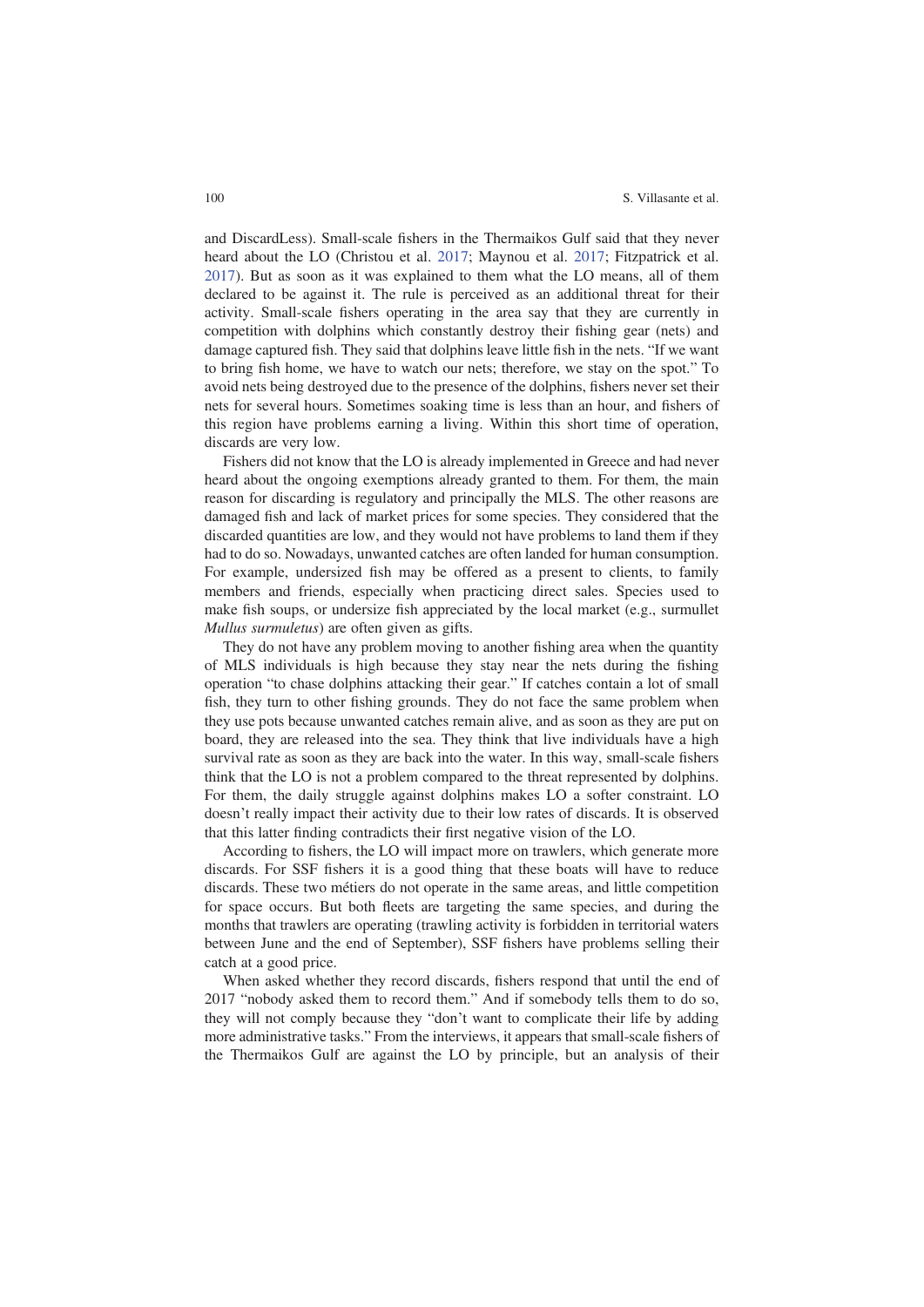and DiscardLess). Small-scale fishers in the Thermaikos Gulf said that they never heard about the LO (Christou et al. 2017; Maynou et al. 2017; Fitzpatrick et al. 2017). But as soon as it was explained to them what the LO means, all of them declared to be against it. The rule is perceived as an additional threat for their activity. Small-scale fishers operating in the area say that they are currently in competition with dolphins which constantly destroy their fishing gear (nets) and damage captured fish. They said that dolphins leave little fish in the nets. "If we want to bring fish home, we have to watch our nets; therefore, we stay on the spot." To avoid nets being destroyed due to the presence of the dolphins, fishers never set their nets for several hours. Sometimes soaking time is less than an hour, and fishers of this region have problems earning a living. Within this short time of operation, discards are very low.

Fishers did not know that the LO is already implemented in Greece and had never heard about the ongoing exemptions already granted to them. For them, the main reason for discarding is regulatory and principally the MLS. The other reasons are damaged fish and lack of market prices for some species. They considered that the discarded quantities are low, and they would not have problems to land them if they had to do so. Nowadays, unwanted catches are often landed for human consumption. For example, undersized fish may be offered as a present to clients, to family members and friends, especially when practicing direct sales. Species used to make fish soups, or undersize fish appreciated by the local market (e.g., surmullet *Mullus surmuletus*) are often given as gifts.

They do not have any problem moving to another fishing area when the quantity of MLS individuals is high because they stay near the nets during the fishing operation "to chase dolphins attacking their gear." If catches contain a lot of small fish, they turn to other fishing grounds. They do not face the same problem when they use pots because unwanted catches remain alive, and as soon as they are put on board, they are released into the sea. They think that live individuals have a high survival rate as soon as they are back into the water. In this way, small-scale fishers think that the LO is not a problem compared to the threat represented by dolphins. For them, the daily struggle against dolphins makes LO a softer constraint. LO doesn't really impact their activity due to their low rates of discards. It is observed that this latter finding contradicts their first negative vision of the LO.

According to fishers, the LO will impact more on trawlers, which generate more discards. For SSF fishers it is a good thing that these boats will have to reduce discards. These two métiers do not operate in the same areas, and little competition for space occurs. But both fleets are targeting the same species, and during the months that trawlers are operating (trawling activity is forbidden in territorial waters between June and the end of September), SSF fishers have problems selling their catch at a good price.

When asked whether they record discards, fishers respond that until the end of 2017 "nobody asked them to record them." And if somebody tells them to do so, they will not comply because they "don't want to complicate their life by adding more administrative tasks." From the interviews, it appears that small-scale fishers of the Thermaikos Gulf are against the LO by principle, but an analysis of their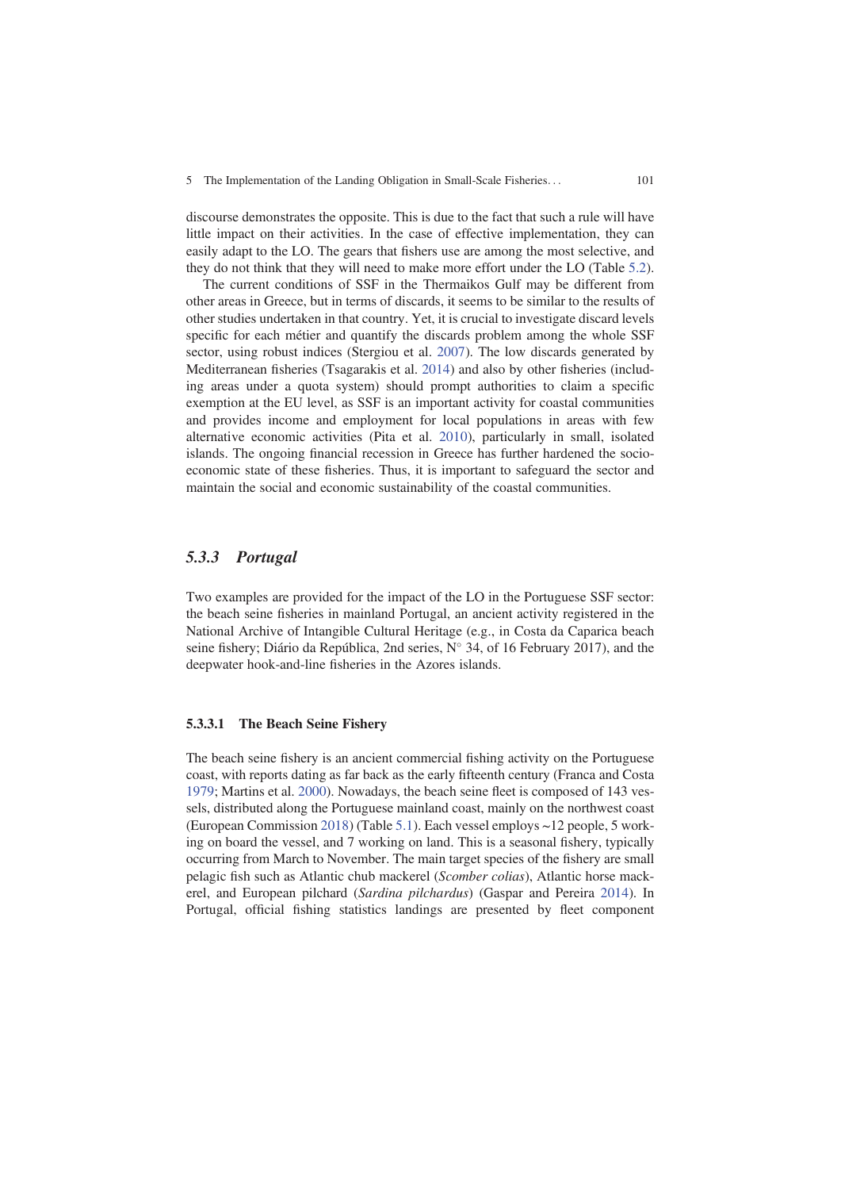discourse demonstrates the opposite. This is due to the fact that such a rule will have little impact on their activities. In the case of effective implementation, they can easily adapt to the LO. The gears that fishers use are among the most selective, and they do not think that they will need to make more effort under the LO (Table 5.2).

The current conditions of SSF in the Thermaikos Gulf may be different from other areas in Greece, but in terms of discards, it seems to be similar to the results of other studies undertaken in that country. Yet, it is crucial to investigate discard levels specific for each métier and quantify the discards problem among the whole SSF sector, using robust indices (Stergiou et al. 2007). The low discards generated by Mediterranean fisheries (Tsagarakis et al. 2014) and also by other fisheries (including areas under a quota system) should prompt authorities to claim a specific exemption at the EU level, as SSF is an important activity for coastal communities and provides income and employment for local populations in areas with few alternative economic activities (Pita et al. 2010), particularly in small, isolated islands. The ongoing financial recession in Greece has further hardened the socio-economic state of these fisheries. Thus, it is important to safeguard the sector and maintain the social and economic sustainability of the coastal communities.

### *5.3.3 Portugal*

Two examples are provided for the impact of the LO in the Portuguese SSF sector: the beach seine fisheries in mainland Portugal, an ancient activity registered in the National Archive of Intangible Cultural Heritage (e.g., in Costa da Caparica beach seine fishery; Diário da República, 2nd series, N° 34, of 16 February 2017), and the deepwater hook-and-line fisheries in the Azores islands.

#### 5.3.3.1 The Beach Seine Fishery

The beach seine fishery is an ancient commercial fishing activity on the Portuguese coast, with reports dating as far back as the early fifteenth century (Franca and Costa 1979; Martins et al. 2000). Nowadays, the beach seine fleet is composed of 143 vessels, distributed along the Portuguese mainland coast, mainly on the northwest coast (European Commission 2018) (Table 5.1). Each vessel employs ~12 people, 5 working on board the vessel, and 7 working on land. This is a seasonal fishery, typically occurring from March to November. The main target species of the fishery are small pelagic fish such as Atlantic chub mackerel (*Scomber colias*), Atlantic horse mackerel, and European pilchard (*Sardina pilchardus*) (Gaspar and Pereira 2014). In Portugal, official fishing statistics landings are presented by fleet component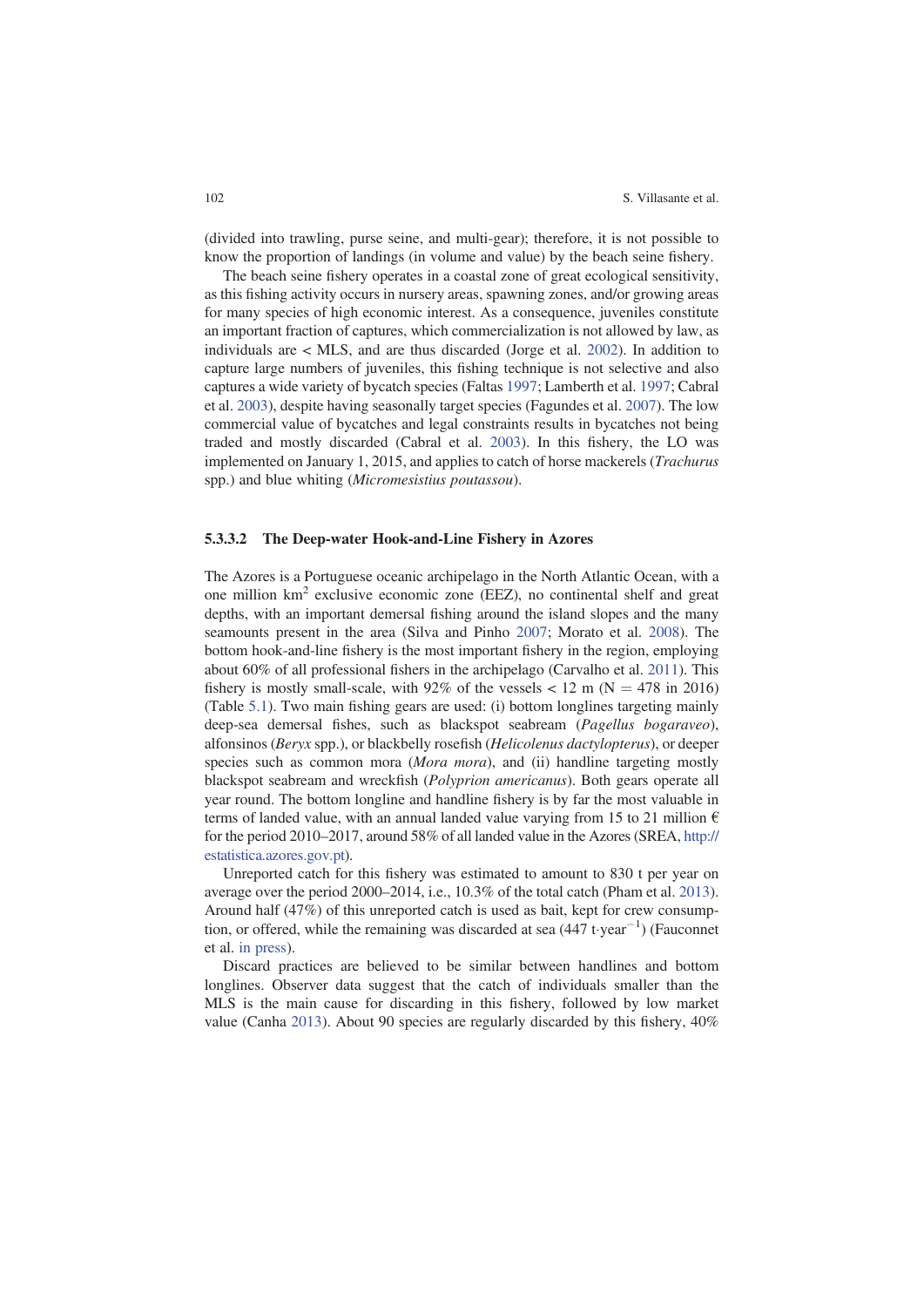(divided into trawling, purse seine, and multi-gear); therefore, it is not possible to know the proportion of landings (in volume and value) by the beach seine fishery.

The beach seine fishery operates in a coastal zone of great ecological sensitivity, as this fishing activity occurs in nursery areas, spawning zones, and/or growing areas for many species of high economic interest. As a consequence, juveniles constitute an important fraction of captures, which commercialization is not allowed by law, as individuals are < MLS, and are thus discarded (Jorge et al. 2002). In addition to capture large numbers of juveniles, this fishing technique is not selective and also captures a wide variety of bycatch species (Faltas 1997; Lamberth et al. 1997; Cabral et al. 2003), despite having seasonally target species (Fagundes et al. 2007). The low commercial value of bycatches and legal constraints results in bycatches not being traded and mostly discarded (Cabral et al. 2003). In this fishery, the LO was implemented on January 1, 2015, and applies to catch of horse mackerels (*Trachurus* spp.) and blue whiting (*Micromesistius poutassou*).

#### 5.3.3.2 The Deep-water Hook-and-Line Fishery in Azores

The Azores is a Portuguese oceanic archipelago in the North Atlantic Ocean, with a one million km$^2$ exclusive economic zone (EEZ), no continental shelf and great depths, with an important demersal fishing around the island slopes and the many seamounts present in the area (Silva and Pinho 2007; Morato et al. 2008). The bottom hook-and-line fishery is the most important fishery in the region, employing about 60% of all professional fishers in the archipelago (Carvalho et al. 2011). This fishery is mostly small-scale, with 92% of the vessels < 12 m (N = 478 in 2016) (Table 5.1). Two main fishing gears are used: (i) bottom longlines targeting mainly deep-sea demersal fishes, such as blackspot seabream (*Pagellus bogaraveo*), alfonsinos (*Beryx* spp.), or blackbelly rosefish (*Helicolenus dactylopterus*), or deeper species such as common mora (*Mora mora*), and (ii) handline targeting mostly blackspot seabream and wreckfish (*Polyprion americanus*). Both gears operate all year round. The bottom longline and handline fishery is by far the most valuable in terms of landed value, with an annual landed value varying from 15 to 21 million € for the period 2010–2017, around 58% of all landed value in the Azores (SREA, http://estatistica.azores.gov.pt).

Unreported catch for this fishery was estimated to amount to 830 t per year on average over the period 2000–2014, i.e., 10.3% of the total catch (Pham et al. 2013). Around half (47%) of this unreported catch is used as bait, kept for crew consumption, or offered, while the remaining was discarded at sea (447 t·year$^{-1}$) (Fauconnet et al. in press).

Discard practices are believed to be similar between handlines and bottom longlines. Observer data suggest that the catch of individuals smaller than the MLS is the main cause for discarding in this fishery, followed by low market value (Canha 2013). About 90 species are regularly discarded by this fishery, 40%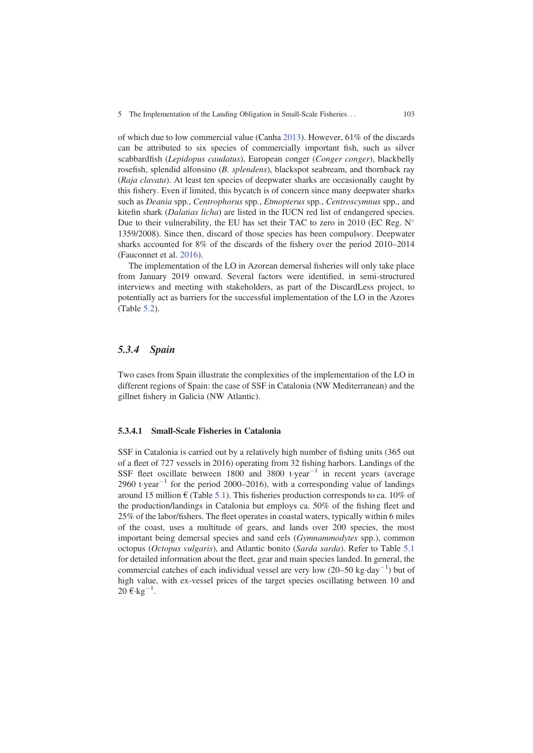of which due to low commercial value (Canha 2013). However, 61% of the discards can be attributed to six species of commercially important fish, such as silver scabbardfish (*Lepidopus caudatus*), European conger (*Conger conger*), blackbelly rosefish, splendid alfonsino (*B. splendens*), blackspot seabream, and thornback ray (*Raja clavata*). At least ten species of deepwater sharks are occasionally caught by this fishery. Even if limited, this bycatch is of concern since many deepwater sharks such as *Deania* spp., *Centrophorus* spp., *Etmopterus* spp., *Centroscymnus* spp., and kitefin shark (*Dalatias licha*) are listed in the IUCN red list of endangered species. Due to their vulnerability, the EU has set their TAC to zero in 2010 (EC Reg. N° 1359/2008). Since then, discard of those species has been compulsory. Deepwater sharks accounted for 8% of the discards of the fishery over the period 2010–2014 (Fauconnet et al. 2016).

The implementation of the LO in Azorean demersal fisheries will only take place from January 2019 onward. Several factors were identified, in semi-structured interviews and meeting with stakeholders, as part of the DiscardLess project, to potentially act as barriers for the successful implementation of the LO in the Azores (Table 5.2).

### 5.3.4 Spain

Two cases from Spain illustrate the complexities of the implementation of the LO in different regions of Spain: the case of SSF in Catalonia (NW Mediterranean) and the gillnet fishery in Galicia (NW Atlantic).

#### 5.3.4.1 Small-Scale Fisheries in Catalonia

SSF in Catalonia is carried out by a relatively high number of fishing units (365 out of a fleet of 727 vessels in 2016) operating from 32 fishing harbors. Landings of the SSF fleet oscillate between 1800 and 3800 $t \cdot year^{-1}$ in recent years (average 2960 $t \cdot year^{-1}$ for the period 2000–2016), with a corresponding value of landings around 15 million € (Table 5.1). This fisheries production corresponds to ca. 10% of the production/landings in Catalonia but employs ca. 50% of the fishing fleet and 25% of the labor/fishers. The fleet operates in coastal waters, typically within 6 miles of the coast, uses a multitude of gears, and lands over 200 species, the most important being demersal species and sand eels (*Gymnammodytes* spp.), common octopus (*Octopus vulgaris*), and Atlantic bonito (*Sarda sarda*). Refer to Table 5.1 for detailed information about the fleet, gear and main species landed. In general, the commercial catches of each individual vessel are very low (20–50 $kg \cdot day^{-1}$) but of high value, with ex-vessel prices of the target species oscillating between 10 and 20 $€ \cdot kg^{-1}$.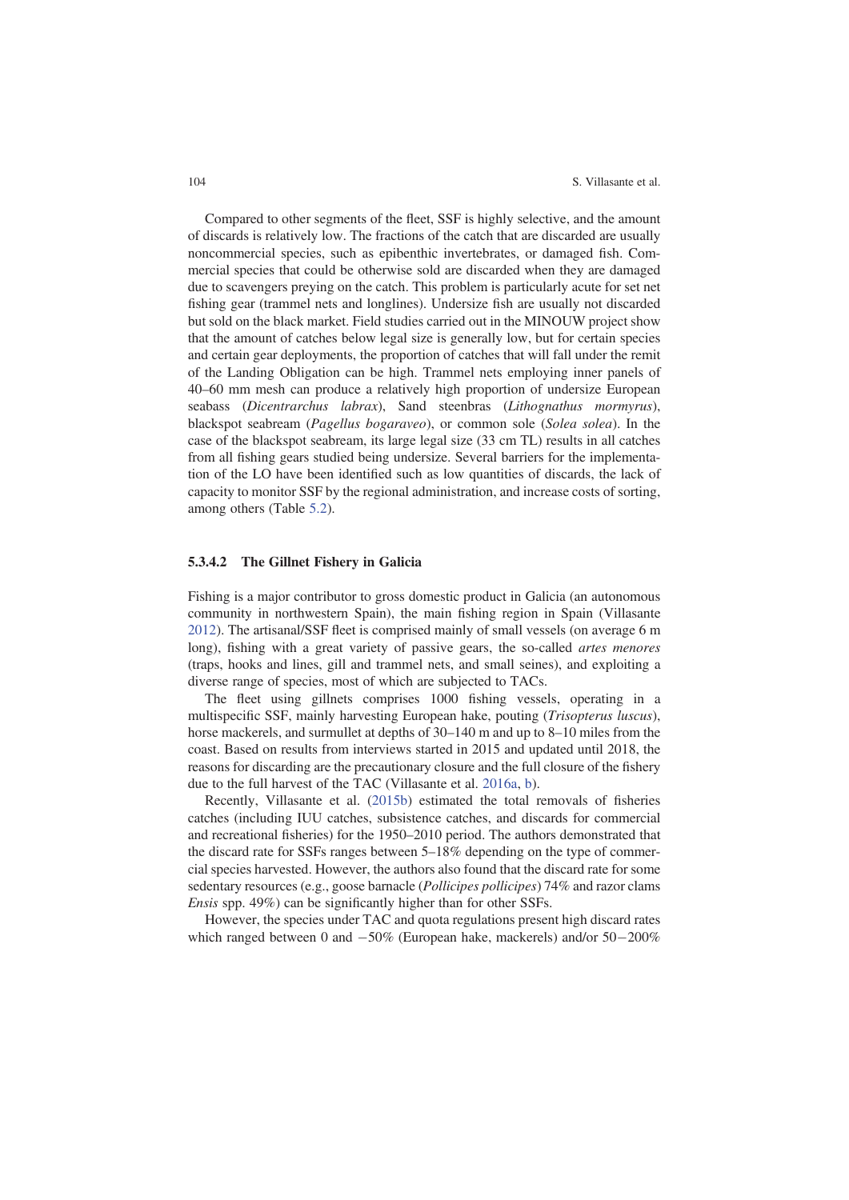Compared to other segments of the fleet, SSF is highly selective, and the amount of discards is relatively low. The fractions of the catch that are discarded are usually noncommercial species, such as epibenthic invertebrates, or damaged fish. Commercial species that could be otherwise sold are discarded when they are damaged due to scavengers preying on the catch. This problem is particularly acute for set net fishing gear (trammel nets and longlines). Undersize fish are usually not discarded but sold on the black market. Field studies carried out in the MINOUW project show that the amount of catches below legal size is generally low, but for certain species and certain gear deployments, the proportion of catches that will fall under the remit of the Landing Obligation can be high. Trammel nets employing inner panels of 40–60 mm mesh can produce a relatively high proportion of undersize European seabass (*Dicentrarchus labrax*), Sand steenbras (*Lithognathus mormyrus*), blackspot seabream (*Pagellus bogaraveo*), or common sole (*Solea solea*). In the case of the blackspot seabream, its large legal size (33 cm TL) results in all catches from all fishing gears studied being undersize. Several barriers for the implementation of the LO have been identified such as low quantities of discards, the lack of capacity to monitor SSF by the regional administration, and increase costs of sorting, among others (Table 5.2).

#### 5.3.4.2 The Gillnet Fishery in Galicia

Fishing is a major contributor to gross domestic product in Galicia (an autonomous community in northwestern Spain), the main fishing region in Spain (Villasante 2012). The artisanal/SSF fleet is comprised mainly of small vessels (on average 6 m long), fishing with a great variety of passive gears, the so-called *artes menores* (traps, hooks and lines, gill and trammel nets, and small seines), and exploiting a diverse range of species, most of which are subjected to TACs.

The fleet using gillnets comprises 1000 fishing vessels, operating in a multispecific SSF, mainly harvesting European hake, pouting (*Trisopterus luscus*), horse mackerels, and surmullet at depths of 30–140 m and up to 8–10 miles from the coast. Based on results from interviews started in 2015 and updated until 2018, the reasons for discarding are the precautionary closure and the full closure of the fishery due to the full harvest of the TAC (Villasante et al. 2016a, b).

Recently, Villasante et al. (2015b) estimated the total removals of fisheries catches (including IUU catches, subsistence catches, and discards for commercial and recreational fisheries) for the 1950–2010 period. The authors demonstrated that the discard rate for SSFs ranges between 5–18% depending on the type of commercial species harvested. However, the authors also found that the discard rate for some sedentary resources (e.g., goose barnacle (*Pollicipes pollicipes*) 74% and razor clams *Ensis* spp. 49%) can be significantly higher than for other SSFs.

However, the species under TAC and quota regulations present high discard rates which ranged between 0 and −50% (European hake, mackerels) and/or 50−200%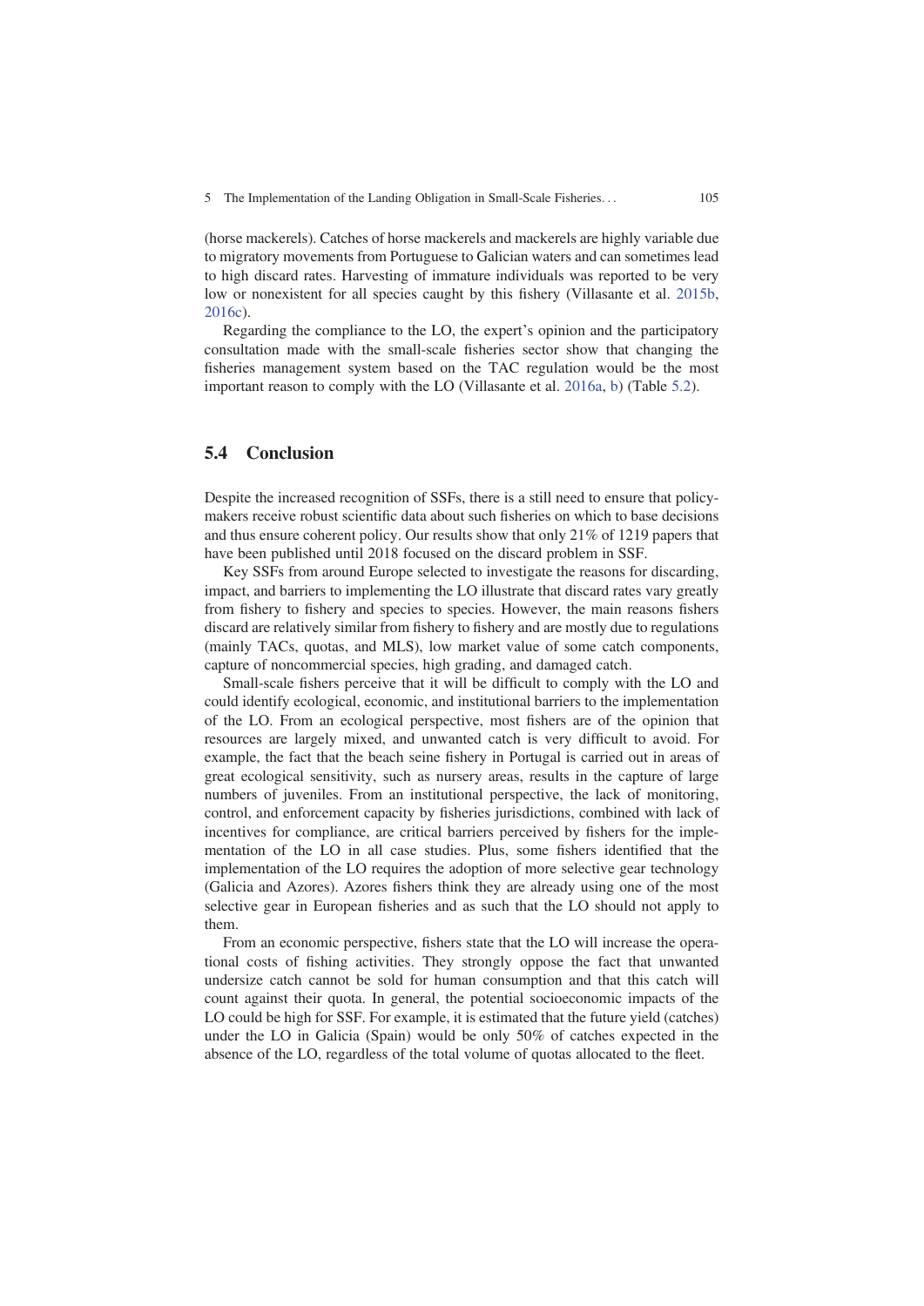(horse mackerels). Catches of horse mackerels and mackerels are highly variable due to migratory movements from Portuguese to Galician waters and can sometimes lead to high discard rates. Harvesting of immature individuals was reported to be very low or nonexistent for all species caught by this fishery (Villasante et al. 2015b, 2016c).

Regarding the compliance to the LO, the expert's opinion and the participatory consultation made with the small-scale fisheries sector show that changing the fisheries management system based on the TAC regulation would be the most important reason to comply with the LO (Villasante et al. 2016a, b) (Table 5.2).

## 5.4 Conclusion

Despite the increased recognition of SSFs, there is a still need to ensure that policy-makers receive robust scientific data about such fisheries on which to base decisions and thus ensure coherent policy. Our results show that only 21% of 1219 papers that have been published until 2018 focused on the discard problem in SSF.

Key SSFs from around Europe selected to investigate the reasons for discarding, impact, and barriers to implementing the LO illustrate that discard rates vary greatly from fishery to fishery and species to species. However, the main reasons fishers discard are relatively similar from fishery to fishery and are mostly due to regulations (mainly TACs, quotas, and MLS), low market value of some catch components, capture of noncommercial species, high grading, and damaged catch.

Small-scale fishers perceive that it will be difficult to comply with the LO and could identify ecological, economic, and institutional barriers to the implementation of the LO. From an ecological perspective, most fishers are of the opinion that resources are largely mixed, and unwanted catch is very difficult to avoid. For example, the fact that the beach seine fishery in Portugal is carried out in areas of great ecological sensitivity, such as nursery areas, results in the capture of large numbers of juveniles. From an institutional perspective, the lack of monitoring, control, and enforcement capacity by fisheries jurisdictions, combined with lack of incentives for compliance, are critical barriers perceived by fishers for the implementation of the LO in all case studies. Plus, some fishers identified that the implementation of the LO requires the adoption of more selective gear technology (Galicia and Azores). Azores fishers think they are already using one of the most selective gear in European fisheries and as such that the LO should not apply to them.

From an economic perspective, fishers state that the LO will increase the operational costs of fishing activities. They strongly oppose the fact that unwanted undersize catch cannot be sold for human consumption and that this catch will count against their quota. In general, the potential socioeconomic impacts of the LO could be high for SSF. For example, it is estimated that the future yield (catches) under the LO in Galicia (Spain) would be only 50% of catches expected in the absence of the LO, regardless of the total volume of quotas allocated to the fleet.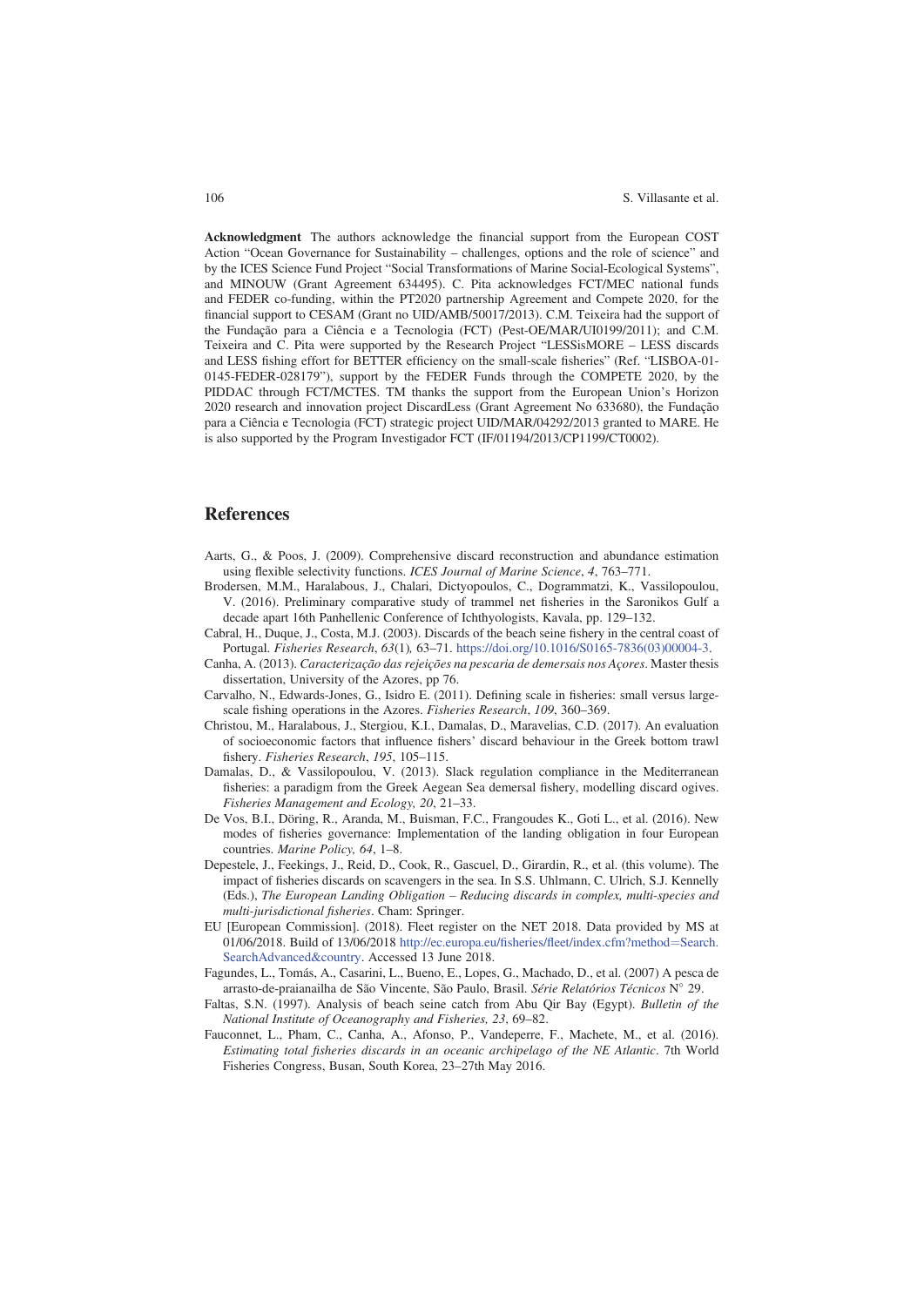**Acknowledgment** The authors acknowledge the financial support from the European COST Action "Ocean Governance for Sustainability – challenges, options and the role of science" and by the ICES Science Fund Project "Social Transformations of Marine Social-Ecological Systems", and MINOUW (Grant Agreement 634495). C. Pita acknowledges FCT/MEC national funds and FEDER co-funding, within the PT2020 partnership Agreement and Compete 2020, for the financial support to CESAM (Grant no UID/AMB/50017/2013). C.M. Teixeira had the support of the Fundação para a Ciência e a Tecnologia (FCT) (Pest-OE/MAR/UI0199/2011); and C.M. Teixeira and C. Pita were supported by the Research Project "LESSisMORE – LESS discards and LESS fishing effort for BETTER efficiency on the small-scale fisheries" (Ref. "LISBOA-01-0145-FEDER-028179"), support by the FEDER Funds through the COMPETE 2020, by the PIDDAC through FCT/MCTES. TM thanks the support from the European Union's Horizon 2020 research and innovation project DiscardLess (Grant Agreement No 633680), the Fundação para a Ciência e Tecnologia (FCT) strategic project UID/MAR/04292/2013 granted to MARE. He is also supported by the Program Investigador FCT (IF/01194/2013/CP1199/CT0002).

## References

Aarts, G., & Poos, J. (2009). Comprehensive discard reconstruction and abundance estimation using flexible selectivity functions. *ICES Journal of Marine Science*, *4*, 763–771.

Brodersen, M.M., Haralabous, J., Chalari, Dictyopoulos, C., Dogrammatzi, K., Vassilopoulou, V. (2016). Preliminary comparative study of trammel net fisheries in the Saronikos Gulf a decade apart 16th Panhellenic Conference of Ichthyologists, Kavala, pp. 129–132.

Cabral, H., Duque, J., Costa, M.J. (2003). Discards of the beach seine fishery in the central coast of Portugal. *Fisheries Research*, *63*(1)*,* 63–71. https://doi.org/10.1016/S0165-7836(03)00004-3.

Canha, A. (2013). *Caracterização das rejeições na pescaria de demersais nos Açores*. Master thesis dissertation, University of the Azores, pp 76.

Carvalho, N., Edwards-Jones, G., Isidro E. (2011). Defining scale in fisheries: small versus large-scale fishing operations in the Azores. *Fisheries Research*, *109*, 360–369.

Christou, M., Haralabous, J., Stergiou, K.I., Damalas, D., Maravelias, C.D. (2017). An evaluation of socioeconomic factors that influence fishers' discard behaviour in the Greek bottom trawl fishery. *Fisheries Research*, *195*, 105–115.

Damalas, D., & Vassilopoulou, V. (2013). Slack regulation compliance in the Mediterranean fisheries: a paradigm from the Greek Aegean Sea demersal fishery, modelling discard ogives. *Fisheries Management and Ecology, 20*, 21–33.

De Vos, B.I., Döring, R., Aranda, M., Buisman, F.C., Frangoudes K., Goti L., et al. (2016). New modes of fisheries governance: Implementation of the landing obligation in four European countries. *Marine Policy, 64*, 1–8.

Depestele, J., Feekings, J., Reid, D., Cook, R., Gascuel, D., Girardin, R., et al. (this volume). The impact of fisheries discards on scavengers in the sea. In S.S. Uhlmann, C. Ulrich, S.J. Kennelly (Eds.), *The European Landing Obligation – Reducing discards in complex, multi-species and multi-jurisdictional fisheries*. Cham: Springer.

EU [European Commission]. (2018). Fleet register on the NET 2018. Data provided by MS at 01/06/2018. Build of 13/06/2018 http://ec.europa.eu/fisheries/fleet/index.cfm?method=Search.SearchAdvanced&country. Accessed 13 June 2018.

Fagundes, L., Tomás, A., Casarini, L., Bueno, E., Lopes, G., Machado, D., et al. (2007) A pesca de arrasto-de-praianailha de São Vincente, São Paulo, Brasil. *Série Relatórios Técnicos* N° 29.

Faltas, S.N. (1997). Analysis of beach seine catch from Abu Qir Bay (Egypt). *Bulletin of the National Institute of Oceanography and Fisheries, 23*, 69–82.

Fauconnet, L., Pham, C., Canha, A., Afonso, P., Vandeperre, F., Machete, M., et al. (2016). *Estimating total fisheries discards in an oceanic archipelago of the NE Atlantic*. 7th World Fisheries Congress, Busan, South Korea, 23–27th May 2016.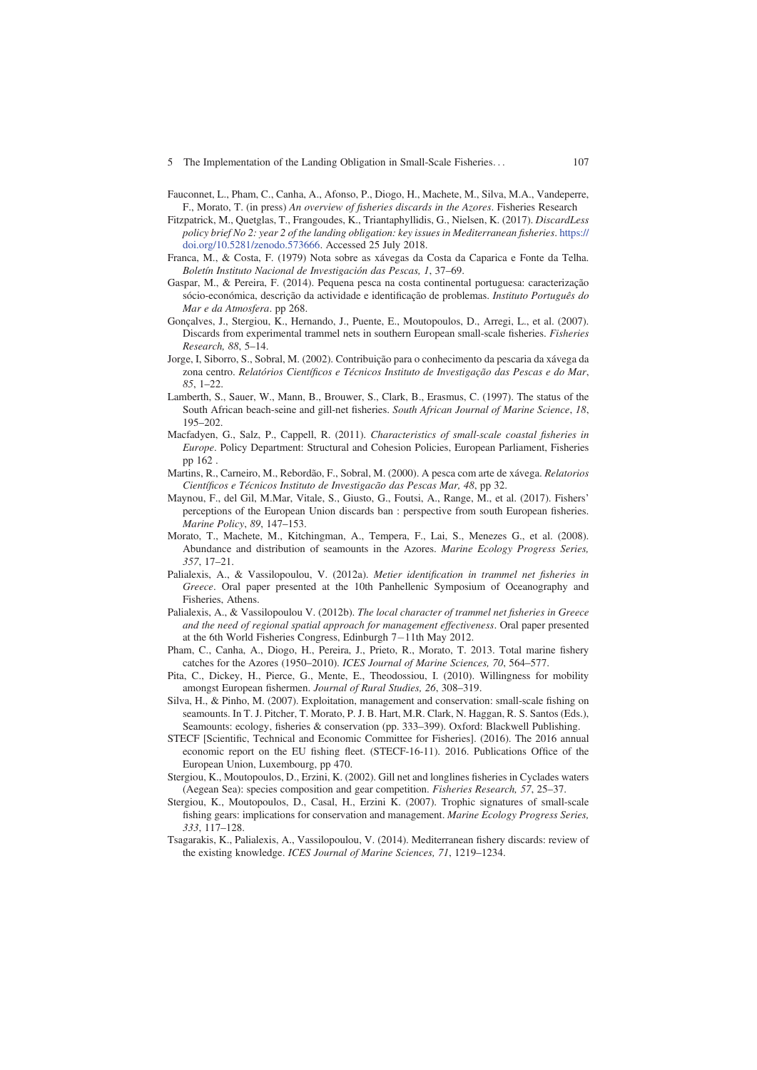Fauconnet, L., Pham, C., Canha, A., Afonso, P., Diogo, H., Machete, M., Silva, M.A., Vandeperre, F., Morato, T. (in press) *An overview of fisheries discards in the Azores*. Fisheries Research

Fitzpatrick, M., Quetglas, T., Frangoudes, K., Triantaphyllidis, G., Nielsen, K. (2017). *DiscardLess policy brief No 2: year 2 of the landing obligation: key issues in Mediterranean fisheries*. https://doi.org/10.5281/zenodo.573666. Accessed 25 July 2018.

Franca, M., & Costa, F. (1979) Nota sobre as xávegas da Costa da Caparica e Fonte da Telha. *Boletín Instituto Nacional de Investigación das Pescas, 1*, 37–69.

Gaspar, M., & Pereira, F. (2014). Pequena pesca na costa continental portuguesa: caracterização sócio-económica, descrição da actividade e identificação de problemas. *Instituto Português do Mar e da Atmosfera*. pp 268.

Gonçalves, J., Stergiou, K., Hernando, J., Puente, E., Moutopoulos, D., Arregi, L., et al. (2007). Discards from experimental trammel nets in southern European small-scale fisheries. *Fisheries Research, 88*, 5–14.

Jorge, I, Siborro, S., Sobral, M. (2002). Contribuição para o conhecimento da pescaria da xávega da zona centro. *Relatórios Científicos e Técnicos Instituto de Investigação das Pescas e do Mar*, *85*, 1–22.

Lamberth, S., Sauer, W., Mann, B., Brouwer, S., Clark, B., Erasmus, C. (1997). The status of the South African beach-seine and gill-net fisheries. *South African Journal of Marine Science*, *18*, 195–202.

Macfadyen, G., Salz, P., Cappell, R. (2011). *Characteristics of small-scale coastal fisheries in Europe*. Policy Department: Structural and Cohesion Policies, European Parliament, Fisheries pp 162 .

Martins, R., Carneiro, M., Rebordão, F., Sobral, M. (2000). A pesca com arte de xávega. *Relatorios Científicos e Técnicos Instituto de Investigacão das Pescas Mar, 48*, pp 32.

Maynou, F., del Gil, M.Mar, Vitale, S., Giusto, G., Foutsi, A., Range, M., et al. (2017). Fishers' perceptions of the European Union discards ban : perspective from south European fisheries. *Marine Policy*, *89*, 147–153.

Morato, T., Machete, M., Kitchingman, A., Tempera, F., Lai, S., Menezes G., et al. (2008). Abundance and distribution of seamounts in the Azores. *Marine Ecology Progress Series, 357*, 17–21.

Palialexis, A., & Vassilopoulou, V. (2012a). *Metier identification in trammel net fisheries in Greece*. Oral paper presented at the 10th Panhellenic Symposium of Oceanography and Fisheries, Athens.

Palialexis, A., & Vassilopoulou V. (2012b). *The local character of trammel net fisheries in Greece and the need of regional spatial approach for management effectiveness*. Oral paper presented at the 6th World Fisheries Congress, Edinburgh 7–11th May 2012.

Pham, C., Canha, A., Diogo, H., Pereira, J., Prieto, R., Morato, T. 2013. Total marine fishery catches for the Azores (1950–2010). *ICES Journal of Marine Sciences, 70*, 564–577.

Pita, C., Dickey, H., Pierce, G., Mente, E., Theodossiou, I. (2010). Willingness for mobility amongst European fishermen. *Journal of Rural Studies, 26*, 308–319.

Silva, H., & Pinho, M. (2007). Exploitation, management and conservation: small-scale fishing on seamounts. In T. J. Pitcher, T. Morato, P. J. B. Hart, M.R. Clark, N. Haggan, R. S. Santos (Eds.), Seamounts: ecology, fisheries & conservation (pp. 333–399). Oxford: Blackwell Publishing.

STECF [Scientific, Technical and Economic Committee for Fisheries]. (2016). The 2016 annual economic report on the EU fishing fleet. (STECF-16-11). 2016. Publications Office of the European Union, Luxembourg, pp 470.

Stergiou, K., Moutopoulos, D., Erzini, K. (2002). Gill net and longlines fisheries in Cyclades waters (Aegean Sea): species composition and gear competition. *Fisheries Research, 57*, 25–37.

Stergiou, K., Moutopoulos, D., Casal, H., Erzini K. (2007). Trophic signatures of small-scale fishing gears: implications for conservation and management. *Marine Ecology Progress Series, 333*, 117–128.

Tsagarakis, K., Palialexis, A., Vassilopoulou, V. (2014). Mediterranean fishery discards: review of the existing knowledge. *ICES Journal of Marine Sciences, 71*, 1219–1234.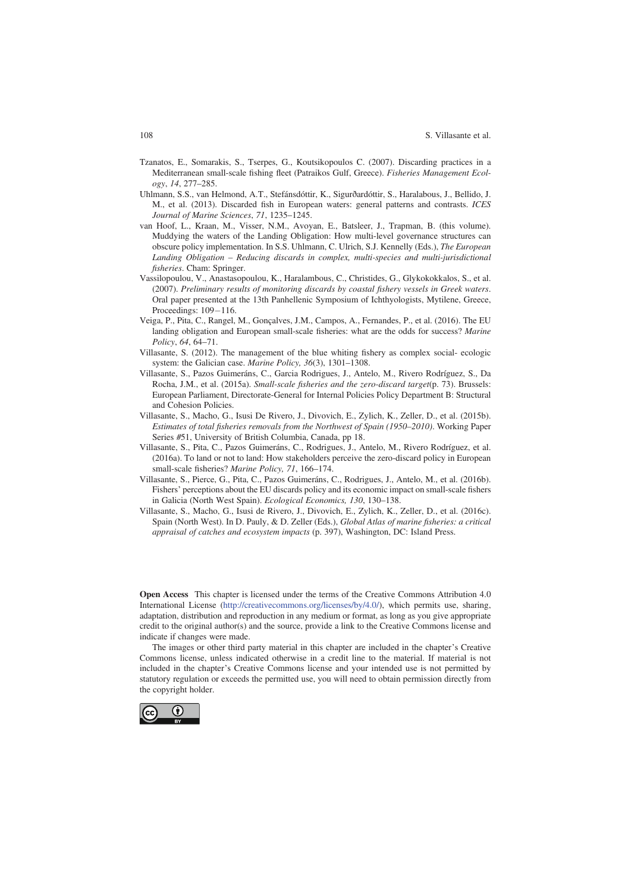Tzanatos, E., Somarakis, S., Tserpes, G., Koutsikopoulos C. (2007). Discarding practices in a Mediterranean small-scale fishing fleet (Patraikos Gulf, Greece). *Fisheries Management Ecology*, *14*, 277–285.

Uhlmann, S.S., van Helmond, A.T., Stefánsdóttir, K., Sigurðardóttir, S., Haralabous, J., Bellido, J. M., et al. (2013). Discarded fish in European waters: general patterns and contrasts. *ICES Journal of Marine Sciences*, *71*, 1235–1245.

van Hoof, L., Kraan, M., Visser, N.M., Avoyan, E., Batsleer, J., Trapman, B. (this volume). Muddying the waters of the Landing Obligation: How multi-level governance structures can obscure policy implementation. In S.S. Uhlmann, C. Ulrich, S.J. Kennelly (Eds.), *The European Landing Obligation – Reducing discards in complex, multi-species and multi-jurisdictional fisheries*. Cham: Springer.

Vassilopoulou, V., Anastasopoulou, K., Haralambous, C., Christides, G., Glykokokkalos, S., et al. (2007). *Preliminary results of monitoring discards by coastal fishery vessels in Greek waters*. Oral paper presented at the 13th Panhellenic Symposium of Ichthyologists, Mytilene, Greece, Proceedings: 109−116.

Veiga, P., Pita, C., Rangel, M., Gonçalves, J.M., Campos, A., Fernandes, P., et al. (2016). The EU landing obligation and European small-scale fisheries: what are the odds for success? *Marine Policy*, *64*, 64–71.

Villasante, S. (2012). The management of the blue whiting fishery as complex social- ecologic system: the Galician case. *Marine Policy, 36*(3), 1301–1308.

Villasante, S., Pazos Guimeráns, C., Garcia Rodrigues, J., Antelo, M., Rivero Rodríguez, S., Da Rocha, J.M., et al. (2015a). *Small-scale fisheries and the zero-discard target*(p. 73). Brussels: European Parliament, Directorate-General for Internal Policies Policy Department B: Structural and Cohesion Policies.

Villasante, S., Macho, G., Isusi De Rivero, J., Divovich, E., Zylich, K., Zeller, D., et al. (2015b). *Estimates of total fisheries removals from the Northwest of Spain (1950–2010)*. Working Paper Series #51, University of British Columbia, Canada, pp 18.

Villasante, S., Pita, C., Pazos Guimeráns, C., Rodrigues, J., Antelo, M., Rivero Rodríguez, et al. (2016a). To land or not to land: How stakeholders perceive the zero-discard policy in European small-scale fisheries? *Marine Policy, 71*, 166–174.

Villasante, S., Pierce, G., Pita, C., Pazos Guimeráns, C., Rodrigues, J., Antelo, M., et al. (2016b). Fishers' perceptions about the EU discards policy and its economic impact on small-scale fishers in Galicia (North West Spain). *Ecological Economics, 130*, 130–138.

Villasante, S., Macho, G., Isusi de Rivero, J., Divovich, E., Zylich, K., Zeller, D., et al. (2016c). Spain (North West). In D. Pauly, & D. Zeller (Eds.), *Global Atlas of marine fisheries: a critical appraisal of catches and ecosystem impacts* (p. 397), Washington, DC: Island Press.

**Open Access** This chapter is licensed under the terms of the Creative Commons Attribution 4.0 International License (http://creativecommons.org/licenses/by/4.0/), which permits use, sharing, adaptation, distribution and reproduction in any medium or format, as long as you give appropriate credit to the original author(s) and the source, provide a link to the Creative Commons license and indicate if changes were made.

The images or other third party material in this chapter are included in the chapter's Creative Commons license, unless indicated otherwise in a credit line to the material. If material is not included in the chapter's Creative Commons license and your intended use is not permitted by statutory regulation or exceeds the permitted use, you will need to obtain permission directly from the copyright holder.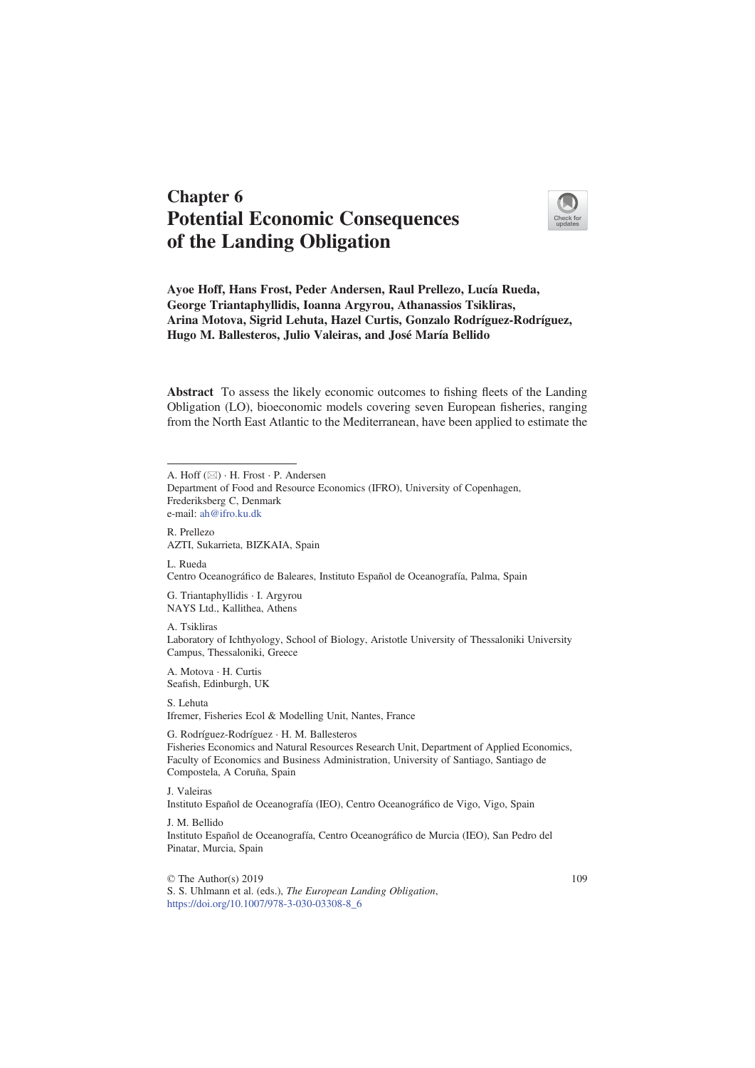# Chapter 6 Potential Economic Consequences of the Landing Obligation

**Ayoe Hoff, Hans Frost, Peder Andersen, Raul Prellezo, Lucía Rueda, George Triantaphyllidis, Ioanna Argyrou, Athanassios Tsikliras, Arina Motova, Sigrid Lehuta, Hazel Curtis, Gonzalo Rodríguez-Rodríguez, Hugo M. Ballesteros, Julio Valeiras, and José María Bellido**

**Abstract** To assess the likely economic outcomes to fishing fleets of the Landing Obligation (LO), bioeconomic models covering seven European fisheries, ranging from the North East Atlantic to the Mediterranean, have been applied to estimate the

---

A. Hoff (✉) · H. Frost · P. Andersen
Department of Food and Resource Economics (IFRO), University of Copenhagen, Frederiksberg C, Denmark
e-mail: ah@ifro.ku.dk

R. Prellezo
AZTI, Sukarrieta, BIZKAIA, Spain

L. Rueda
Centro Oceanográfico de Baleares, Instituto Español de Oceanografía, Palma, Spain

G. Triantaphyllidis · I. Argyrou
NAYS Ltd., Kallithea, Athens

A. Tsikliras
Laboratory of Ichthyology, School of Biology, Aristotle University of Thessaloniki University Campus, Thessaloniki, Greece

A. Motova · H. Curtis
Seafish, Edinburgh, UK

S. Lehuta
Ifremer, Fisheries Ecol & Modelling Unit, Nantes, France

G. Rodríguez-Rodríguez · H. M. Ballesteros
Fisheries Economics and Natural Resources Research Unit, Department of Applied Economics, Faculty of Economics and Business Administration, University of Santiago, Santiago de Compostela, A Coruña, Spain

J. Valeiras
Instituto Español de Oceanografía (IEO), Centro Oceanográfico de Vigo, Vigo, Spain

J. M. Bellido
Instituto Español de Oceanografía, Centro Oceanográfico de Murcia (IEO), San Pedro del Pinatar, Murcia, Spain

© The Author(s) 2019
S. S. Uhlmann et al. (eds.), *The European Landing Obligation*,
https://doi.org/10.1007/978-3-030-03308-8_6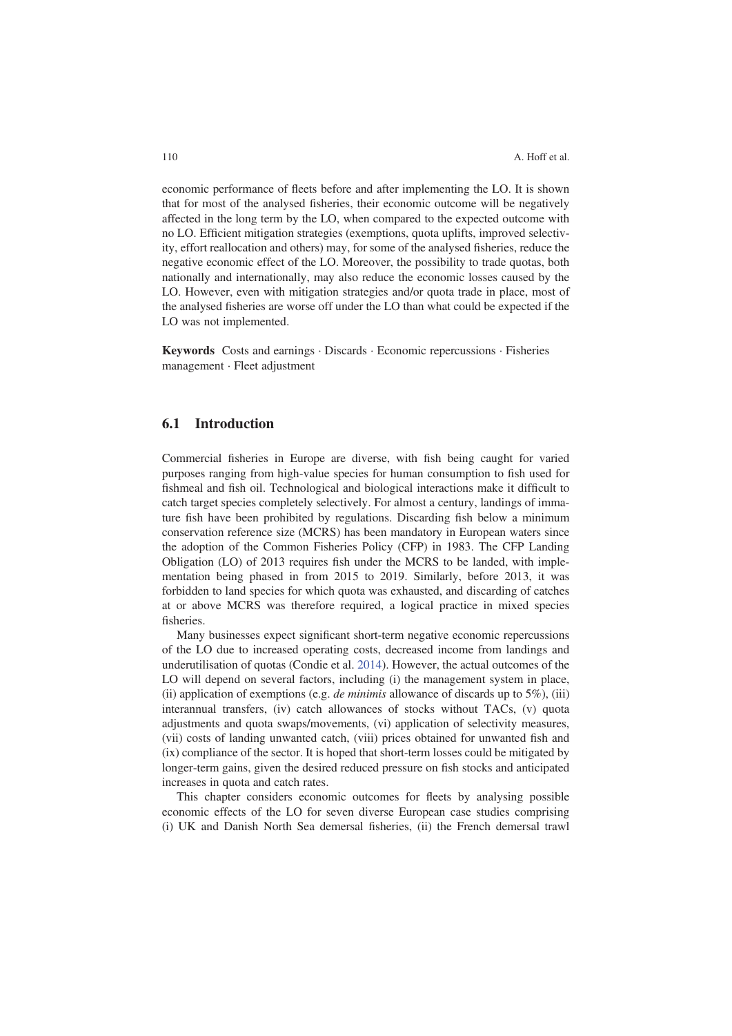economic performance of fleets before and after implementing the LO. It is shown that for most of the analysed fisheries, their economic outcome will be negatively affected in the long term by the LO, when compared to the expected outcome with no LO. Efficient mitigation strategies (exemptions, quota uplifts, improved selectivity, effort reallocation and others) may, for some of the analysed fisheries, reduce the negative economic effect of the LO. Moreover, the possibility to trade quotas, both nationally and internationally, may also reduce the economic losses caused by the LO. However, even with mitigation strategies and/or quota trade in place, most of the analysed fisheries are worse off under the LO than what could be expected if the LO was not implemented.

**Keywords** Costs and earnings · Discards · Economic repercussions · Fisheries management · Fleet adjustment

## 6.1 Introduction

Commercial fisheries in Europe are diverse, with fish being caught for varied purposes ranging from high-value species for human consumption to fish used for fishmeal and fish oil. Technological and biological interactions make it difficult to catch target species completely selectively. For almost a century, landings of immature fish have been prohibited by regulations. Discarding fish below a minimum conservation reference size (MCRS) has been mandatory in European waters since the adoption of the Common Fisheries Policy (CFP) in 1983. The CFP Landing Obligation (LO) of 2013 requires fish under the MCRS to be landed, with implementation being phased in from 2015 to 2019. Similarly, before 2013, it was forbidden to land species for which quota was exhausted, and discarding of catches at or above MCRS was therefore required, a logical practice in mixed species fisheries.

Many businesses expect significant short-term negative economic repercussions of the LO due to increased operating costs, decreased income from landings and underutilisation of quotas (Condie et al. 2014). However, the actual outcomes of the LO will depend on several factors, including (i) the management system in place, (ii) application of exemptions (e.g. *de minimis* allowance of discards up to 5%), (iii) interannual transfers, (iv) catch allowances of stocks without TACs, (v) quota adjustments and quota swaps/movements, (vi) application of selectivity measures, (vii) costs of landing unwanted catch, (viii) prices obtained for unwanted fish and (ix) compliance of the sector. It is hoped that short-term losses could be mitigated by longer-term gains, given the desired reduced pressure on fish stocks and anticipated increases in quota and catch rates.

This chapter considers economic outcomes for fleets by analysing possible economic effects of the LO for seven diverse European case studies comprising (i) UK and Danish North Sea demersal fisheries, (ii) the French demersal trawl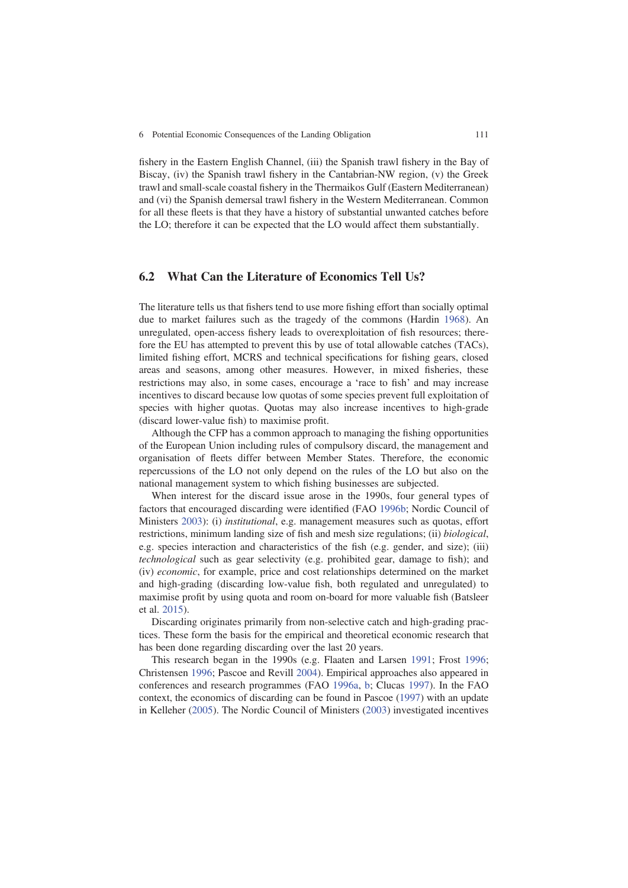fishery in the Eastern English Channel, (iii) the Spanish trawl fishery in the Bay of Biscay, (iv) the Spanish trawl fishery in the Cantabrian-NW region, (v) the Greek trawl and small-scale coastal fishery in the Thermaikos Gulf (Eastern Mediterranean) and (vi) the Spanish demersal trawl fishery in the Western Mediterranean. Common for all these fleets is that they have a history of substantial unwanted catches before the LO; therefore it can be expected that the LO would affect them substantially.

## 6.2 What Can the Literature of Economics Tell Us?

The literature tells us that fishers tend to use more fishing effort than socially optimal due to market failures such as the tragedy of the commons (Hardin 1968). An unregulated, open-access fishery leads to overexploitation of fish resources; therefore the EU has attempted to prevent this by use of total allowable catches (TACs), limited fishing effort, MCRS and technical specifications for fishing gears, closed areas and seasons, among other measures. However, in mixed fisheries, these restrictions may also, in some cases, encourage a 'race to fish' and may increase incentives to discard because low quotas of some species prevent full exploitation of species with higher quotas. Quotas may also increase incentives to high-grade (discard lower-value fish) to maximise profit.

Although the CFP has a common approach to managing the fishing opportunities of the European Union including rules of compulsory discard, the management and organisation of fleets differ between Member States. Therefore, the economic repercussions of the LO not only depend on the rules of the LO but also on the national management system to which fishing businesses are subjected.

When interest for the discard issue arose in the 1990s, four general types of factors that encouraged discarding were identified (FAO 1996b; Nordic Council of Ministers 2003): (i) *institutional*, e.g. management measures such as quotas, effort restrictions, minimum landing size of fish and mesh size regulations; (ii) *biological*, e.g. species interaction and characteristics of the fish (e.g. gender, and size); (iii) *technological* such as gear selectivity (e.g. prohibited gear, damage to fish); and (iv) *economic*, for example, price and cost relationships determined on the market and high-grading (discarding low-value fish, both regulated and unregulated) to maximise profit by using quota and room on-board for more valuable fish (Batsleer et al. 2015).

Discarding originates primarily from non-selective catch and high-grading practices. These form the basis for the empirical and theoretical economic research that has been done regarding discarding over the last 20 years.

This research began in the 1990s (e.g. Flaaten and Larsen 1991; Frost 1996; Christensen 1996; Pascoe and Revill 2004). Empirical approaches also appeared in conferences and research programmes (FAO 1996a, b; Clucas 1997). In the FAO context, the economics of discarding can be found in Pascoe (1997) with an update in Kelleher (2005). The Nordic Council of Ministers (2003) investigated incentives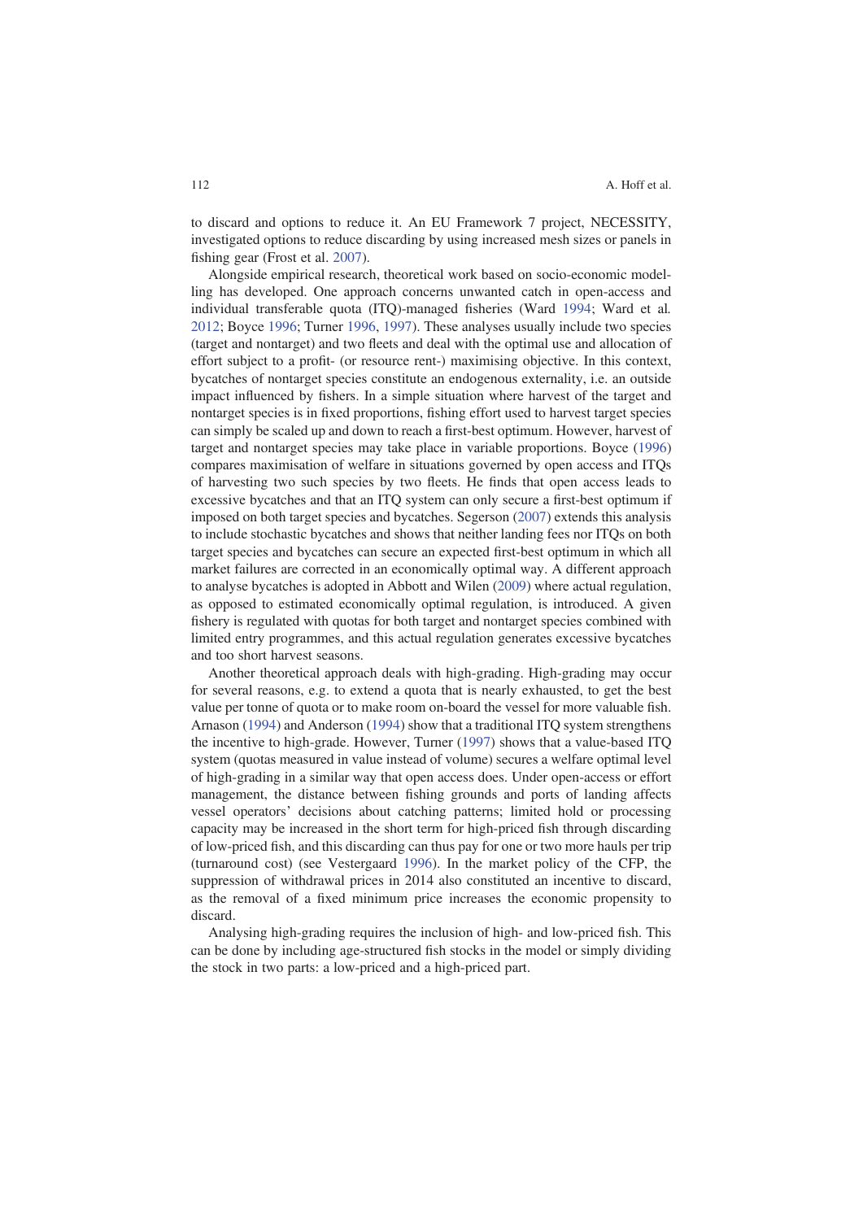to discard and options to reduce it. An EU Framework 7 project, NECESSITY, investigated options to reduce discarding by using increased mesh sizes or panels in fishing gear (Frost et al. 2007).

Alongside empirical research, theoretical work based on socio-economic modelling has developed. One approach concerns unwanted catch in open-access and individual transferable quota (ITQ)-managed fisheries (Ward 1994; Ward et al. 2012; Boyce 1996; Turner 1996, 1997). These analyses usually include two species (target and nontarget) and two fleets and deal with the optimal use and allocation of effort subject to a profit- (or resource rent-) maximising objective. In this context, bycatches of nontarget species constitute an endogenous externality, i.e. an outside impact influenced by fishers. In a simple situation where harvest of the target and nontarget species is in fixed proportions, fishing effort used to harvest target species can simply be scaled up and down to reach a first-best optimum. However, harvest of target and nontarget species may take place in variable proportions. Boyce (1996) compares maximisation of welfare in situations governed by open access and ITQs of harvesting two such species by two fleets. He finds that open access leads to excessive bycatches and that an ITQ system can only secure a first-best optimum if imposed on both target species and bycatches. Segerson (2007) extends this analysis to include stochastic bycatches and shows that neither landing fees nor ITQs on both target species and bycatches can secure an expected first-best optimum in which all market failures are corrected in an economically optimal way. A different approach to analyse bycatches is adopted in Abbott and Wilen (2009) where actual regulation, as opposed to estimated economically optimal regulation, is introduced. A given fishery is regulated with quotas for both target and nontarget species combined with limited entry programmes, and this actual regulation generates excessive bycatches and too short harvest seasons.

Another theoretical approach deals with high-grading. High-grading may occur for several reasons, e.g. to extend a quota that is nearly exhausted, to get the best value per tonne of quota or to make room on-board the vessel for more valuable fish. Arnason (1994) and Anderson (1994) show that a traditional ITQ system strengthens the incentive to high-grade. However, Turner (1997) shows that a value-based ITQ system (quotas measured in value instead of volume) secures a welfare optimal level of high-grading in a similar way that open access does. Under open-access or effort management, the distance between fishing grounds and ports of landing affects vessel operators' decisions about catching patterns; limited hold or processing capacity may be increased in the short term for high-priced fish through discarding of low-priced fish, and this discarding can thus pay for one or two more hauls per trip (turnaround cost) (see Vestergaard 1996). In the market policy of the CFP, the suppression of withdrawal prices in 2014 also constituted an incentive to discard, as the removal of a fixed minimum price increases the economic propensity to discard.

Analysing high-grading requires the inclusion of high- and low-priced fish. This can be done by including age-structured fish stocks in the model or simply dividing the stock in two parts: a low-priced and a high-priced part.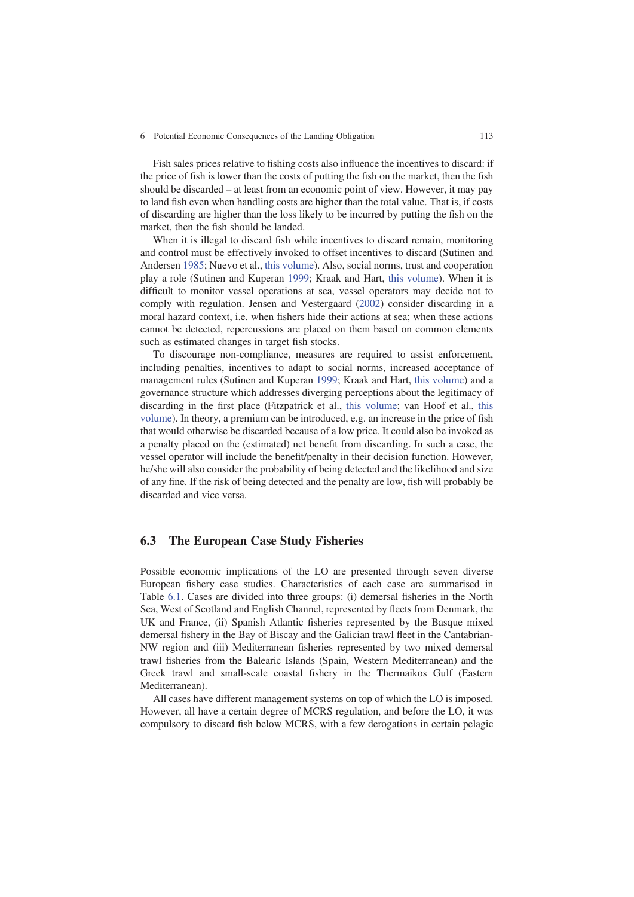Fish sales prices relative to fishing costs also influence the incentives to discard: if the price of fish is lower than the costs of putting the fish on the market, then the fish should be discarded – at least from an economic point of view. However, it may pay to land fish even when handling costs are higher than the total value. That is, if costs of discarding are higher than the loss likely to be incurred by putting the fish on the market, then the fish should be landed.

When it is illegal to discard fish while incentives to discard remain, monitoring and control must be effectively invoked to offset incentives to discard (Sutinen and Andersen 1985; Nuevo et al., this volume). Also, social norms, trust and cooperation play a role (Sutinen and Kuperan 1999; Kraak and Hart, this volume). When it is difficult to monitor vessel operations at sea, vessel operators may decide not to comply with regulation. Jensen and Vestergaard (2002) consider discarding in a moral hazard context, i.e. when fishers hide their actions at sea; when these actions cannot be detected, repercussions are placed on them based on common elements such as estimated changes in target fish stocks.

To discourage non-compliance, measures are required to assist enforcement, including penalties, incentives to adapt to social norms, increased acceptance of management rules (Sutinen and Kuperan 1999; Kraak and Hart, this volume) and a governance structure which addresses diverging perceptions about the legitimacy of discarding in the first place (Fitzpatrick et al., this volume; van Hoof et al., this volume). In theory, a premium can be introduced, e.g. an increase in the price of fish that would otherwise be discarded because of a low price. It could also be invoked as a penalty placed on the (estimated) net benefit from discarding. In such a case, the vessel operator will include the benefit/penalty in their decision function. However, he/she will also consider the probability of being detected and the likelihood and size of any fine. If the risk of being detected and the penalty are low, fish will probably be discarded and vice versa.

## 6.3 The European Case Study Fisheries

Possible economic implications of the LO are presented through seven diverse European fishery case studies. Characteristics of each case are summarised in Table 6.1. Cases are divided into three groups: (i) demersal fisheries in the North Sea, West of Scotland and English Channel, represented by fleets from Denmark, the UK and France, (ii) Spanish Atlantic fisheries represented by the Basque mixed demersal fishery in the Bay of Biscay and the Galician trawl fleet in the Cantabrian-NW region and (iii) Mediterranean fisheries represented by two mixed demersal trawl fisheries from the Balearic Islands (Spain, Western Mediterranean) and the Greek trawl and small-scale coastal fishery in the Thermaikos Gulf (Eastern Mediterranean).

All cases have different management systems on top of which the LO is imposed. However, all have a certain degree of MCRS regulation, and before the LO, it was compulsory to discard fish below MCRS, with a few derogations in certain pelagic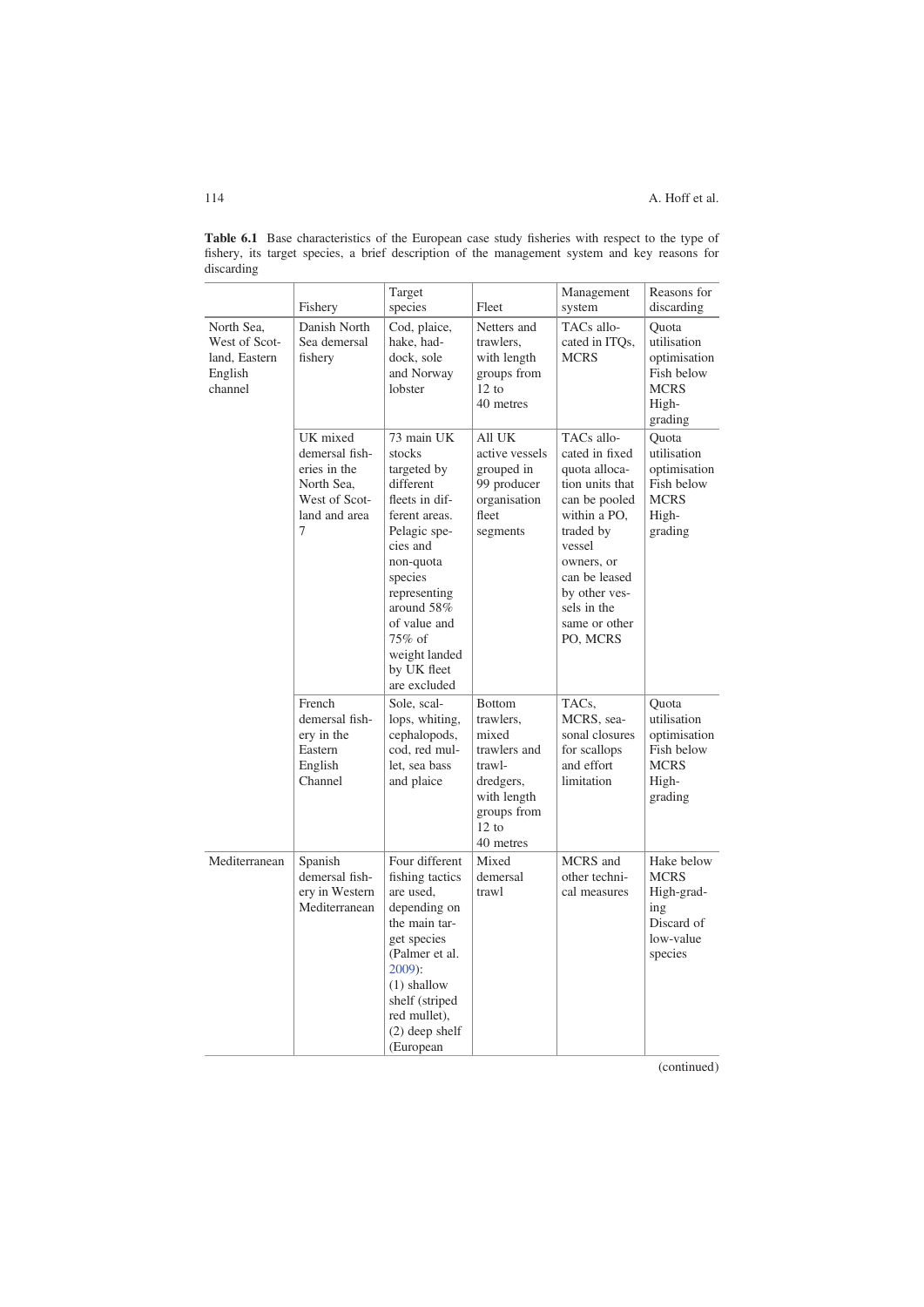**Table 6.1** Base characteristics of the European case study fisheries with respect to the type of fishery, its target species, a brief description of the management system and key reasons for discarding

| | Fishery | Target species | Fleet | Management system | Reasons for discarding |
|---|---|---|---|---|---|
| North Sea, West of Scotland, Eastern English channel | Danish North Sea demersal fishery | Cod, plaice, haddock, sole and Norway lobster | Netters and trawlers, with length groups from 12 to 40 metres | TACs allocated in ITQs, MCRS | Quota utilisation optimisation<br>Fish below MCRS<br>High-grading |
| | UK mixed demersal fisheries in the North Sea, West of Scotland and area 7 | 73 main UK stocks targeted by different fleets in different areas. Pelagic species and non-quota species representing around 58% of value and 75% of weight landed by UK fleet are excluded | All UK active vessels grouped in 99 producer organisation fleet segments | TACs allocated in fixed quota allocation units that can be pooled within a PO, traded by vessel owners, or can be leased by other vessels in the same or other PO, MCRS | Quota utilisation optimisation<br>Fish below MCRS<br>High-grading |
| | French demersal fishery in the Eastern English Channel | Sole, scallops, whiting, cephalopods, cod, red mullet, sea bass and plaice | Bottom trawlers, mixed trawlers and trawl-dredgers, with length groups from 12 to 40 metres | TACs, MCRS, seasonal closures for scallops and effort limitation | Quota utilisation optimisation<br>Fish below MCRS<br>High-grading |
| Mediterranean | Spanish demersal fishery in Western Mediterranean | Four different fishing tactics are used, depending on the main target species (Palmer et al. 2009):<br>(1) shallow shelf (striped red mullet),<br>(2) deep shelf (European | Mixed demersal trawl | MCRS and other technical measures | Hake below MCRS<br>High-grading<br>Discard of low-value species |

(continued)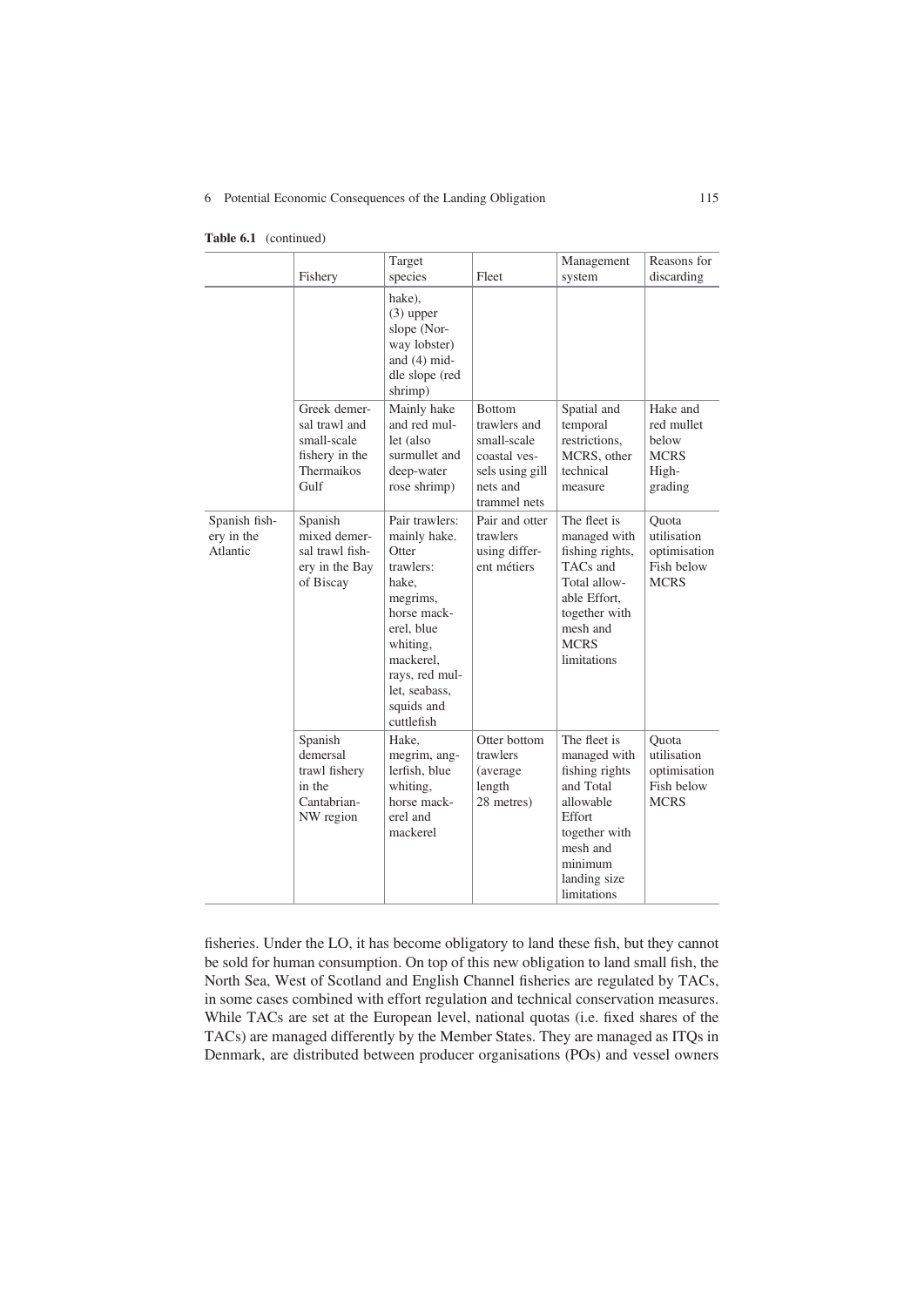**Table 6.1** (continued)

| | Fishery | Target species | Fleet | Management system | Reasons for discarding |
|---|---|---|---|---|---|
| | | hake), (3) upper slope (Norway lobster) and (4) middle slope (red shrimp) | | | |
| | Greek demersal trawl and small-scale fishery in the Thermaikos Gulf | Mainly hake and red mullet (also surmullet and deep-water rose shrimp) | Bottom trawlers and small-scale coastal vessels using gill nets and trammel nets | Spatial and temporal restrictions, MCRS, other technical measure | Hake and red mullet below MCRS High-grading |
| Spanish fishery in the Atlantic | Spanish mixed demersal trawl fishery in the Bay of Biscay | Pair trawlers: mainly hake. Otter trawlers: hake, megrims, horse mackerel, blue whiting, mackerel, rays, red mullet, seabass, squids and cuttlefish | Pair and otter trawlers using different métiers | The fleet is managed with fishing rights, TACs and Total allowable Effort, together with mesh and MCRS limitations | Quota utilisation optimisation Fish below MCRS |
| | Spanish demersal trawl fishery in the Cantabrian-NW region | Hake, megrim, anglerfish, blue whiting, horse mackerel and mackerel | Otter bottom trawlers (average length 28 metres) | The fleet is managed with fishing rights and Total allowable Effort together with mesh and minimum landing size limitations | Quota utilisation optimisation Fish below MCRS |

fisheries. Under the LO, it has become obligatory to land these fish, but they cannot be sold for human consumption. On top of this new obligation to land small fish, the North Sea, West of Scotland and English Channel fisheries are regulated by TACs, in some cases combined with effort regulation and technical conservation measures. While TACs are set at the European level, national quotas (i.e. fixed shares of the TACs) are managed differently by the Member States. They are managed as ITQs in Denmark, are distributed between producer organisations (POs) and vessel owners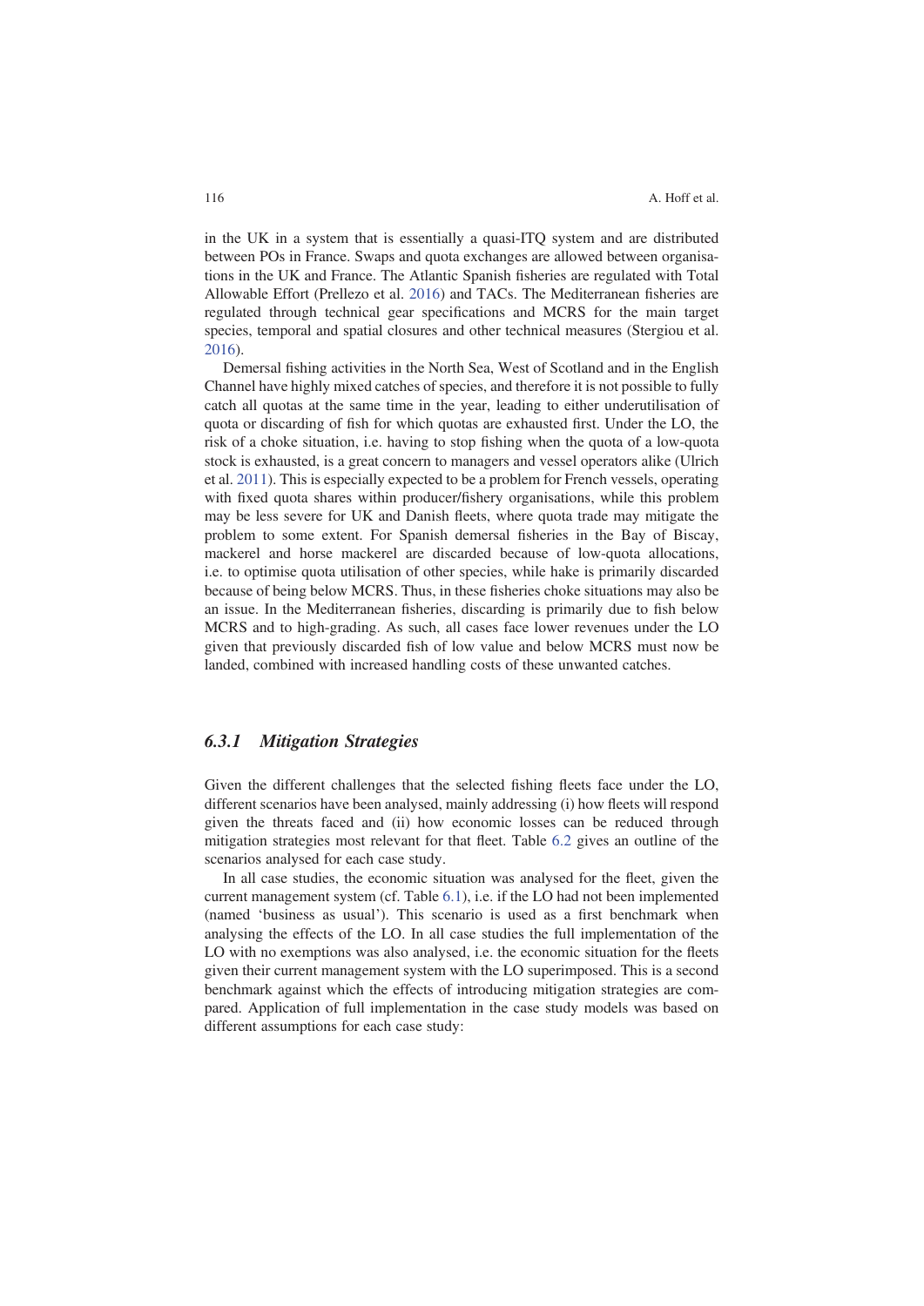in the UK in a system that is essentially a quasi-ITQ system and are distributed between POs in France. Swaps and quota exchanges are allowed between organisations in the UK and France. The Atlantic Spanish fisheries are regulated with Total Allowable Effort (Prellezo et al. 2016) and TACs. The Mediterranean fisheries are regulated through technical gear specifications and MCRS for the main target species, temporal and spatial closures and other technical measures (Stergiou et al. 2016).

Demersal fishing activities in the North Sea, West of Scotland and in the English Channel have highly mixed catches of species, and therefore it is not possible to fully catch all quotas at the same time in the year, leading to either underutilisation of quota or discarding of fish for which quotas are exhausted first. Under the LO, the risk of a choke situation, i.e. having to stop fishing when the quota of a low-quota stock is exhausted, is a great concern to managers and vessel operators alike (Ulrich et al. 2011). This is especially expected to be a problem for French vessels, operating with fixed quota shares within producer/fishery organisations, while this problem may be less severe for UK and Danish fleets, where quota trade may mitigate the problem to some extent. For Spanish demersal fisheries in the Bay of Biscay, mackerel and horse mackerel are discarded because of low-quota allocations, i.e. to optimise quota utilisation of other species, while hake is primarily discarded because of being below MCRS. Thus, in these fisheries choke situations may also be an issue. In the Mediterranean fisheries, discarding is primarily due to fish below MCRS and to high-grading. As such, all cases face lower revenues under the LO given that previously discarded fish of low value and below MCRS must now be landed, combined with increased handling costs of these unwanted catches.

### *6.3.1 Mitigation Strategies*

Given the different challenges that the selected fishing fleets face under the LO, different scenarios have been analysed, mainly addressing (i) how fleets will respond given the threats faced and (ii) how economic losses can be reduced through mitigation strategies most relevant for that fleet. Table 6.2 gives an outline of the scenarios analysed for each case study.

In all case studies, the economic situation was analysed for the fleet, given the current management system (cf. Table 6.1), i.e. if the LO had not been implemented (named 'business as usual'). This scenario is used as a first benchmark when analysing the effects of the LO. In all case studies the full implementation of the LO with no exemptions was also analysed, i.e. the economic situation for the fleets given their current management system with the LO superimposed. This is a second benchmark against which the effects of introducing mitigation strategies are compared. Application of full implementation in the case study models was based on different assumptions for each case study: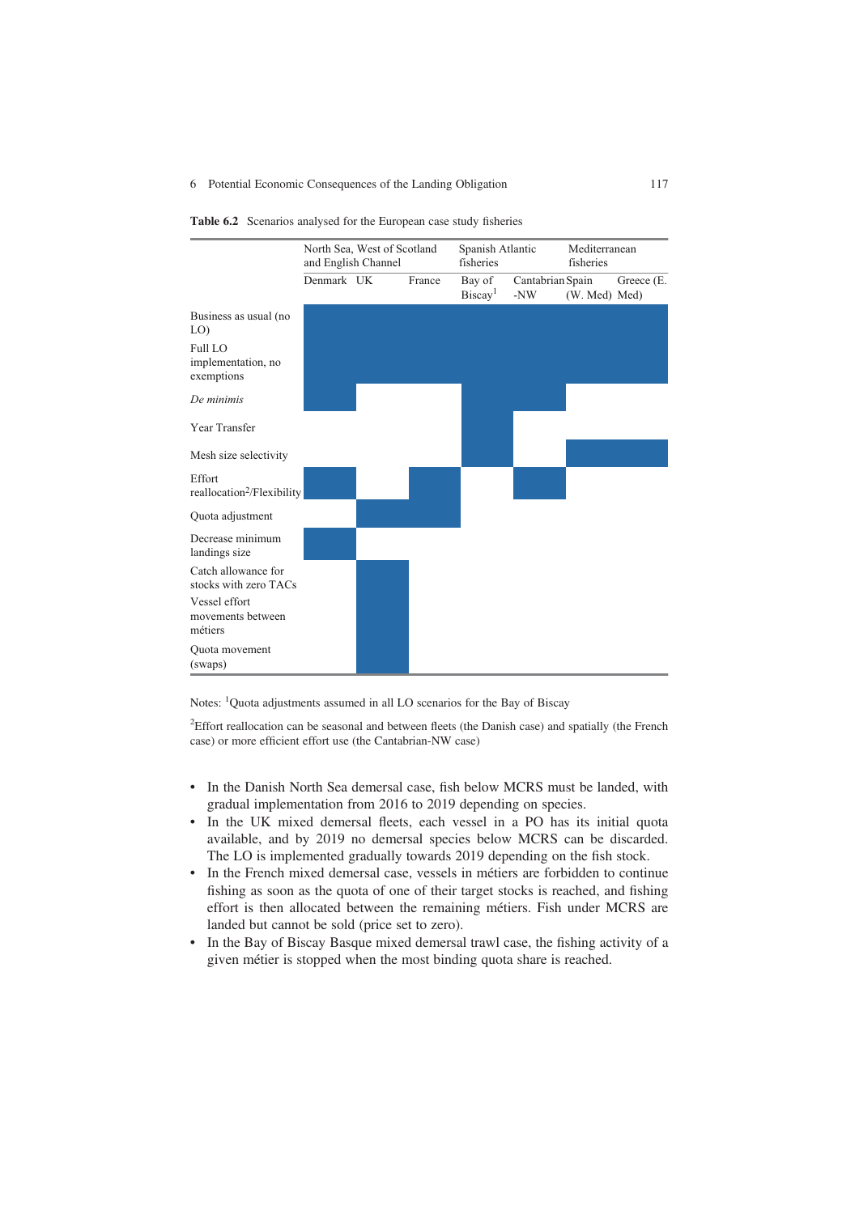**Table 6.2** Scenarios analysed for the European case study fisheries

| | North Sea, West of Scotland and English Channel | | | Spanish Atlantic fisheries | | Mediterranean fisheries | |
|---|---|---|---|---|---|---|---|
| | Denmark | UK | France | Bay of Biscay[1] | Cantabrian -NW | Spain (W. Med) | Greece (E. Med) |
| Business as usual (no LO) | X | X | X | X | X | X | X |
| Full LO implementation, no exemptions | X | X | X | X | X | X | X |
| *De minimis* | X | | | X | X | | |
| Year Transfer | | | | X | | | |
| Mesh size selectivity | | | | X | | X | X |
| Effort reallocation[2]/Flexibility | X | | X | | X | | |
| Quota adjustment | | X | X | | | | |
| Decrease minimum landings size | X | | | | | | |
| Catch allowance for stocks with zero TACs | | X | | | | | |
| Vessel effort movements between métiers | | X | | | | | |
| Quota movement (swaps) | | X | | | | | |

Notes: [1]Quota adjustments assumed in all LO scenarios for the Bay of Biscay

[2]Effort reallocation can be seasonal and between fleets (the Danish case) and spatially (the French case) or more efficient effort use (the Cantabrian-NW case)

- In the Danish North Sea demersal case, fish below MCRS must be landed, with gradual implementation from 2016 to 2019 depending on species.
- In the UK mixed demersal fleets, each vessel in a PO has its initial quota available, and by 2019 no demersal species below MCRS can be discarded. The LO is implemented gradually towards 2019 depending on the fish stock.
- In the French mixed demersal case, vessels in métiers are forbidden to continue fishing as soon as the quota of one of their target stocks is reached, and fishing effort is then allocated between the remaining métiers. Fish under MCRS are landed but cannot be sold (price set to zero).
- In the Bay of Biscay Basque mixed demersal trawl case, the fishing activity of a given métier is stopped when the most binding quota share is reached.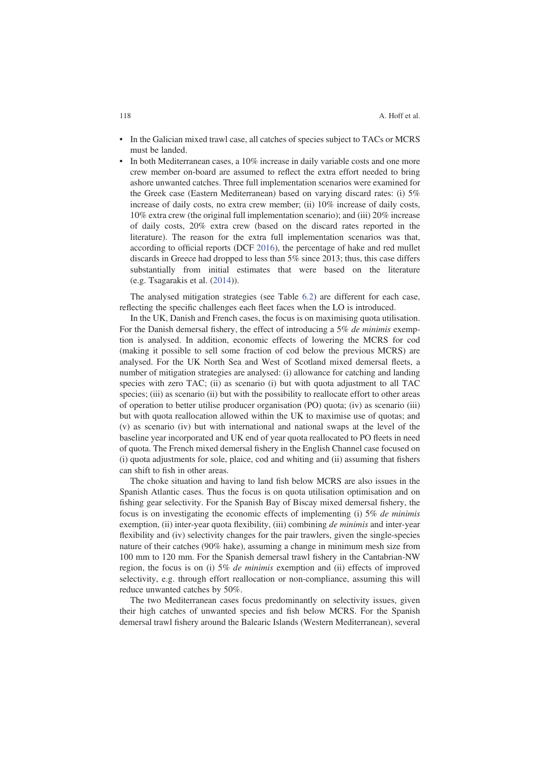- In the Galician mixed trawl case, all catches of species subject to TACs or MCRS must be landed.
- In both Mediterranean cases, a 10% increase in daily variable costs and one more crew member on-board are assumed to reflect the extra effort needed to bring ashore unwanted catches. Three full implementation scenarios were examined for the Greek case (Eastern Mediterranean) based on varying discard rates: (i) 5% increase of daily costs, no extra crew member; (ii) 10% increase of daily costs, 10% extra crew (the original full implementation scenario); and (iii) 20% increase of daily costs, 20% extra crew (based on the discard rates reported in the literature). The reason for the extra full implementation scenarios was that, according to official reports (DCF 2016), the percentage of hake and red mullet discards in Greece had dropped to less than 5% since 2013; thus, this case differs substantially from initial estimates that were based on the literature (e.g. Tsagarakis et al. (2014)).

The analysed mitigation strategies (see Table 6.2) are different for each case, reflecting the specific challenges each fleet faces when the LO is introduced.

In the UK, Danish and French cases, the focus is on maximising quota utilisation. For the Danish demersal fishery, the effect of introducing a 5% *de minimis* exemption is analysed. In addition, economic effects of lowering the MCRS for cod (making it possible to sell some fraction of cod below the previous MCRS) are analysed. For the UK North Sea and West of Scotland mixed demersal fleets, a number of mitigation strategies are analysed: (i) allowance for catching and landing species with zero TAC; (ii) as scenario (i) but with quota adjustment to all TAC species; (iii) as scenario (ii) but with the possibility to reallocate effort to other areas of operation to better utilise producer organisation (PO) quota; (iv) as scenario (iii) but with quota reallocation allowed within the UK to maximise use of quotas; and (v) as scenario (iv) but with international and national swaps at the level of the baseline year incorporated and UK end of year quota reallocated to PO fleets in need of quota. The French mixed demersal fishery in the English Channel case focused on (i) quota adjustments for sole, plaice, cod and whiting and (ii) assuming that fishers can shift to fish in other areas.

The choke situation and having to land fish below MCRS are also issues in the Spanish Atlantic cases. Thus the focus is on quota utilisation optimisation and on fishing gear selectivity. For the Spanish Bay of Biscay mixed demersal fishery, the focus is on investigating the economic effects of implementing (i) 5% *de minimis* exemption, (ii) inter-year quota flexibility, (iii) combining *de minimis* and inter-year flexibility and (iv) selectivity changes for the pair trawlers, given the single-species nature of their catches (90% hake), assuming a change in minimum mesh size from 100 mm to 120 mm. For the Spanish demersal trawl fishery in the Cantabrian-NW region, the focus is on (i) 5% *de minimis* exemption and (ii) effects of improved selectivity, e.g. through effort reallocation or non-compliance, assuming this will reduce unwanted catches by 50%.

The two Mediterranean cases focus predominantly on selectivity issues, given their high catches of unwanted species and fish below MCRS. For the Spanish demersal trawl fishery around the Balearic Islands (Western Mediterranean), several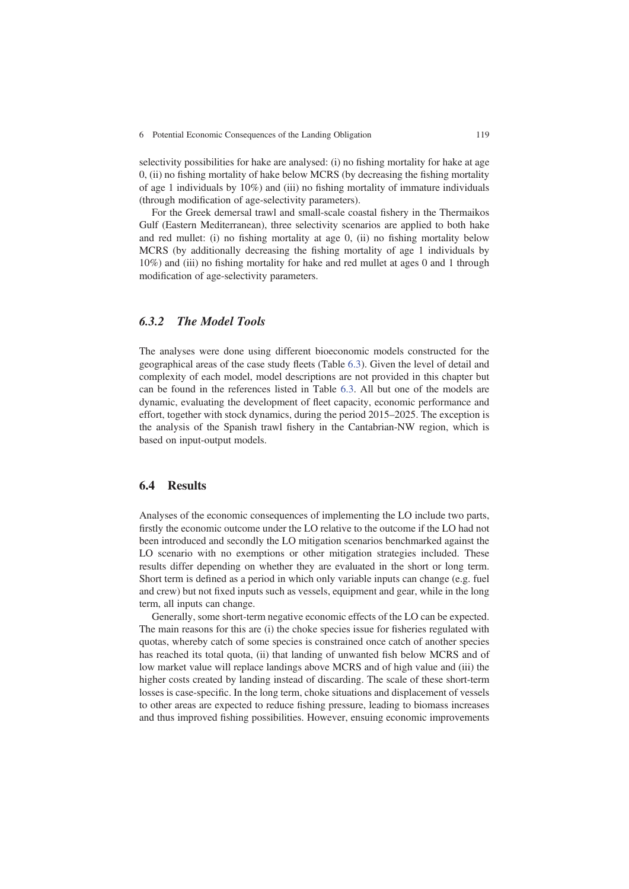selectivity possibilities for hake are analysed: (i) no fishing mortality for hake at age 0, (ii) no fishing mortality of hake below MCRS (by decreasing the fishing mortality of age 1 individuals by 10%) and (iii) no fishing mortality of immature individuals (through modification of age-selectivity parameters).

For the Greek demersal trawl and small-scale coastal fishery in the Thermaikos Gulf (Eastern Mediterranean), three selectivity scenarios are applied to both hake and red mullet: (i) no fishing mortality at age 0, (ii) no fishing mortality below MCRS (by additionally decreasing the fishing mortality of age 1 individuals by 10%) and (iii) no fishing mortality for hake and red mullet at ages 0 and 1 through modification of age-selectivity parameters.

### 6.3.2 *The Model Tools*

The analyses were done using different bioeconomic models constructed for the geographical areas of the case study fleets (Table 6.3). Given the level of detail and complexity of each model, model descriptions are not provided in this chapter but can be found in the references listed in Table 6.3. All but one of the models are dynamic, evaluating the development of fleet capacity, economic performance and effort, together with stock dynamics, during the period 2015–2025. The exception is the analysis of the Spanish trawl fishery in the Cantabrian-NW region, which is based on input-output models.

## 6.4 Results

Analyses of the economic consequences of implementing the LO include two parts, firstly the economic outcome under the LO relative to the outcome if the LO had not been introduced and secondly the LO mitigation scenarios benchmarked against the LO scenario with no exemptions or other mitigation strategies included. These results differ depending on whether they are evaluated in the short or long term. Short term is defined as a period in which only variable inputs can change (e.g. fuel and crew) but not fixed inputs such as vessels, equipment and gear, while in the long term, all inputs can change.

Generally, some short-term negative economic effects of the LO can be expected. The main reasons for this are (i) the choke species issue for fisheries regulated with quotas, whereby catch of some species is constrained once catch of another species has reached its total quota, (ii) that landing of unwanted fish below MCRS and of low market value will replace landings above MCRS and of high value and (iii) the higher costs created by landing instead of discarding. The scale of these short-term losses is case-specific. In the long term, choke situations and displacement of vessels to other areas are expected to reduce fishing pressure, leading to biomass increases and thus improved fishing possibilities. However, ensuing economic improvements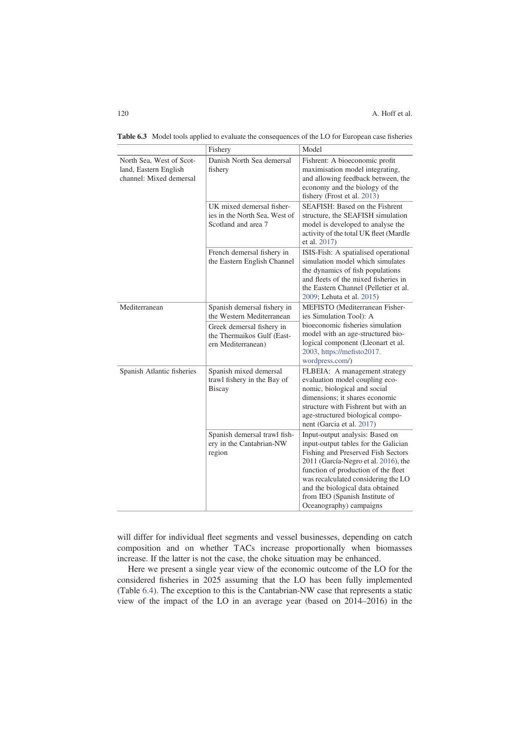**Table 6.3** Model tools applied to evaluate the consequences of the LO for European case fisheries

| | Fishery | Model |
|---|---|---|
| North Sea, West of Scotland, Eastern English channel: Mixed demersal | Danish North Sea demersal fishery | Fishrent: A bioeconomic profit maximisation model integrating, and allowing feedback between, the economy and the biology of the fishery (Frost et al. 2013) |
| | UK mixed demersal fisheries in the North Sea, West of Scotland and area 7 | SEAFISH: Based on the Fishrent structure, the SEAFISH simulation model is developed to analyse the activity of the total UK fleet (Mardle et al. 2017) |
| | French demersal fishery in the Eastern English Channel | ISIS-Fish: A spatialised operational simulation model which simulates the dynamics of fish populations and fleets of the mixed fisheries in the Eastern Channel (Pelletier et al. 2009; Lehuta et al. 2015) |
| Mediterranean | Spanish demersal fishery in the Western Mediterranean | MEFISTO (Mediterranean Fisheries Simulation Tool): A bioeconomic fisheries simulation model with an age-structured biological component (Lleonart et al. 2003, https://mefisto2017.wordpress.com/) |
| | Greek demersal fishery in the Thermaikos Gulf (Eastern Mediterranean) | |
| Spanish Atlantic fisheries | Spanish mixed demersal trawl fishery in the Bay of Biscay | FLBEIA: A management strategy evaluation model coupling economic, biological and social dimensions; it shares economic structure with Fishrent but with an age-structured biological component (Garcia et al. 2017) |
| | Spanish demersal trawl fishery in the Cantabrian-NW region | Input-output analysis: Based on input-output tables for the Galician Fishing and Preserved Fish Sectors 2011 (García-Negro et al. 2016), the function of production of the fleet was recalculated considering the LO and the biological data obtained from IEO (Spanish Institute of Oceanography) campaigns |

will differ for individual fleet segments and vessel businesses, depending on catch composition and on whether TACs increase proportionally when biomasses increase. If the latter is not the case, the choke situation may be enhanced.

Here we present a single year view of the economic outcome of the LO for the considered fisheries in 2025 assuming that the LO has been fully implemented (Table 6.4). The exception to this is the Cantabrian-NW case that represents a static view of the impact of the LO in an average year (based on 2014–2016) in the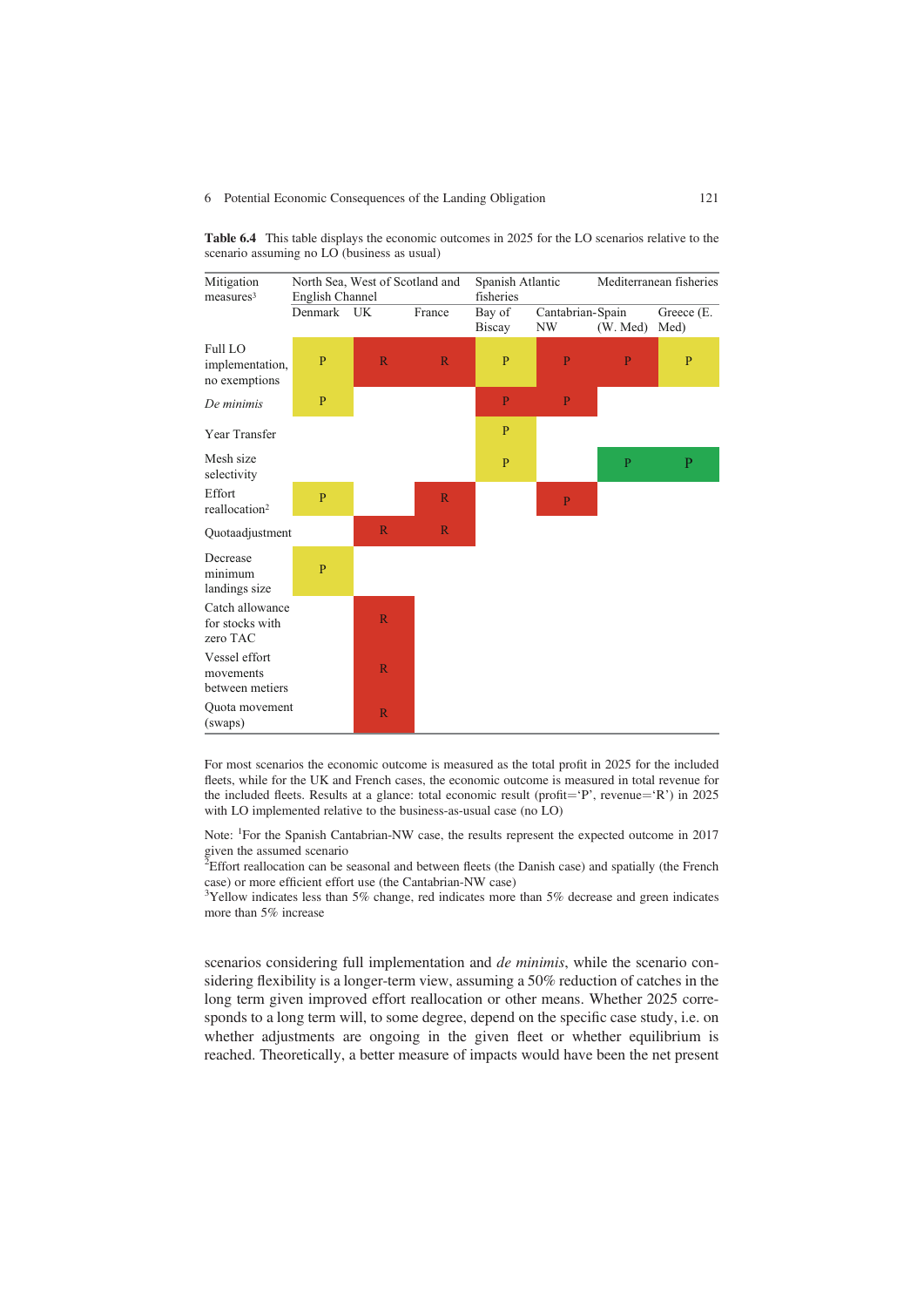**Table 6.4** This table displays the economic outcomes in 2025 for the LO scenarios relative to the scenario assuming no LO (business as usual)

| Mitigation measures[3] | North Sea, West of Scotland and English Channel | | | Spanish Atlantic fisheries | | Mediterranean fisheries | |
|---|---|---|---|---|---|---|---|
| | Denmark | UK | France | Bay of Biscay | Cantabrian-NW | Spain (W. Med) | Greece (E. Med) |
| Full LO implementation, no exemptions | P | R | R | P | P | P | P |
| *De minimis* | P | | | P | P | | |
| Year Transfer | | | | P | | | |
| Mesh size selectivity | | | | P | | P | P |
| Effort reallocation[2] | P | | R | | P | | |
| Quotaadjustment | | R | R | | | | |
| Decrease minimum landings size | P | | | | | | |
| Catch allowance for stocks with zero TAC | | R | | | | | |
| Vessel effort movements between metiers | | R | | | | | |
| Quota movement (swaps) | | R | | | | | |

For most scenarios the economic outcome is measured as the total profit in 2025 for the included fleets, while for the UK and French cases, the economic outcome is measured in total revenue for the included fleets. Results at a glance: total economic result (profit='P', revenue='R') in 2025 with LO implemented relative to the business-as-usual case (no LO)

Note: [1]For the Spanish Cantabrian-NW case, the results represent the expected outcome in 2017 given the assumed scenario
[2]Effort reallocation can be seasonal and between fleets (the Danish case) and spatially (the French case) or more efficient effort use (the Cantabrian-NW case)
[3]Yellow indicates less than 5% change, red indicates more than 5% decrease and green indicates more than 5% increase

scenarios considering full implementation and *de minimis*, while the scenario considering flexibility is a longer-term view, assuming a 50% reduction of catches in the long term given improved effort reallocation or other means. Whether 2025 corresponds to a long term will, to some degree, depend on the specific case study, i.e. on whether adjustments are ongoing in the given fleet or whether equilibrium is reached. Theoretically, a better measure of impacts would have been the net present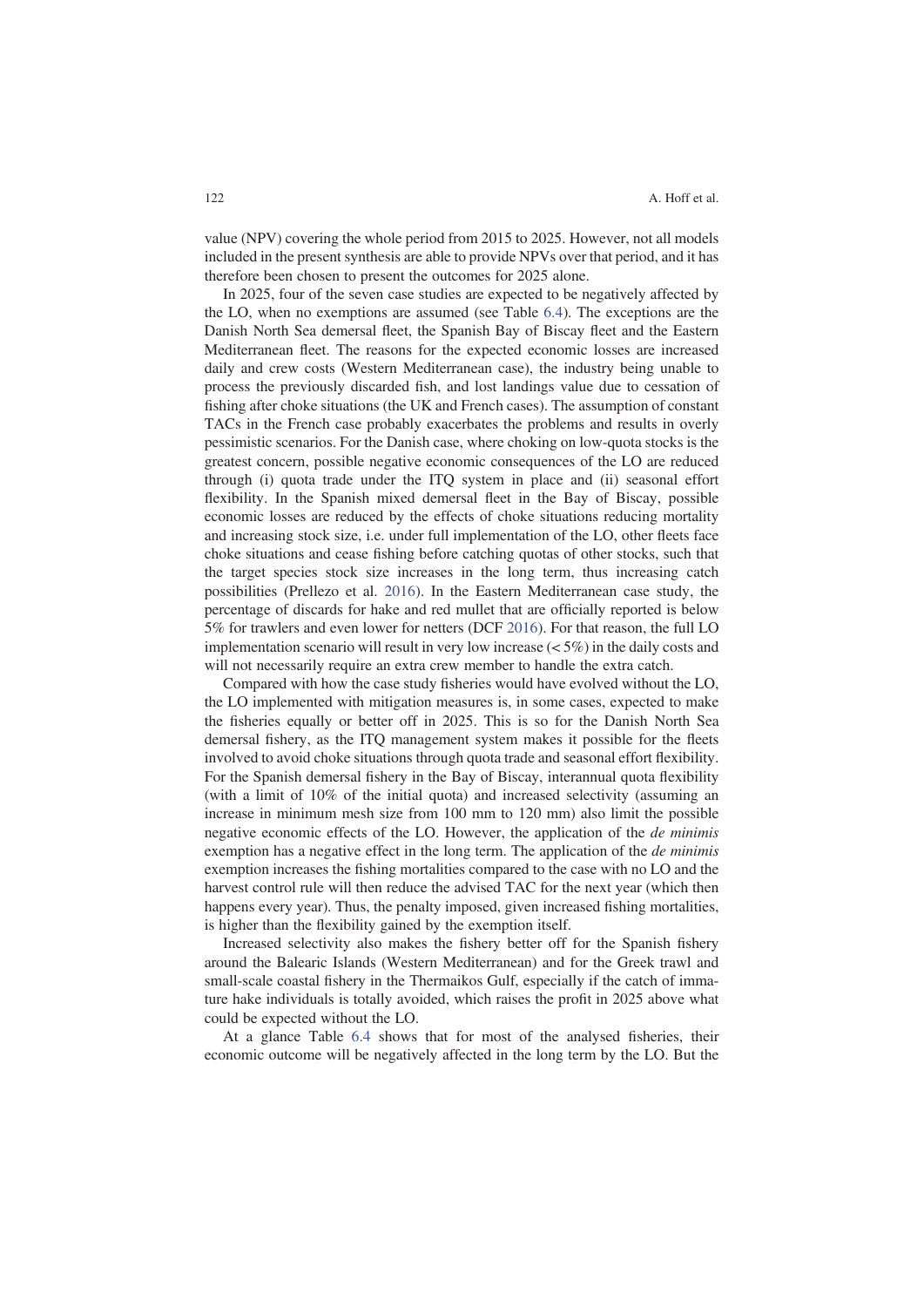value (NPV) covering the whole period from 2015 to 2025. However, not all models included in the present synthesis are able to provide NPVs over that period, and it has therefore been chosen to present the outcomes for 2025 alone.

In 2025, four of the seven case studies are expected to be negatively affected by the LO, when no exemptions are assumed (see Table 6.4). The exceptions are the Danish North Sea demersal fleet, the Spanish Bay of Biscay fleet and the Eastern Mediterranean fleet. The reasons for the expected economic losses are increased daily and crew costs (Western Mediterranean case), the industry being unable to process the previously discarded fish, and lost landings value due to cessation of fishing after choke situations (the UK and French cases). The assumption of constant TACs in the French case probably exacerbates the problems and results in overly pessimistic scenarios. For the Danish case, where choking on low-quota stocks is the greatest concern, possible negative economic consequences of the LO are reduced through (i) quota trade under the ITQ system in place and (ii) seasonal effort flexibility. In the Spanish mixed demersal fleet in the Bay of Biscay, possible economic losses are reduced by the effects of choke situations reducing mortality and increasing stock size, i.e. under full implementation of the LO, other fleets face choke situations and cease fishing before catching quotas of other stocks, such that the target species stock size increases in the long term, thus increasing catch possibilities (Prellezo et al. 2016). In the Eastern Mediterranean case study, the percentage of discards for hake and red mullet that are officially reported is below 5% for trawlers and even lower for netters (DCF 2016). For that reason, the full LO implementation scenario will result in very low increase (< 5%) in the daily costs and will not necessarily require an extra crew member to handle the extra catch.

Compared with how the case study fisheries would have evolved without the LO, the LO implemented with mitigation measures is, in some cases, expected to make the fisheries equally or better off in 2025. This is so for the Danish North Sea demersal fishery, as the ITQ management system makes it possible for the fleets involved to avoid choke situations through quota trade and seasonal effort flexibility. For the Spanish demersal fishery in the Bay of Biscay, interannual quota flexibility (with a limit of 10% of the initial quota) and increased selectivity (assuming an increase in minimum mesh size from 100 mm to 120 mm) also limit the possible negative economic effects of the LO. However, the application of the *de minimis* exemption has a negative effect in the long term. The application of the *de minimis* exemption increases the fishing mortalities compared to the case with no LO and the harvest control rule will then reduce the advised TAC for the next year (which then happens every year). Thus, the penalty imposed, given increased fishing mortalities, is higher than the flexibility gained by the exemption itself.

Increased selectivity also makes the fishery better off for the Spanish fishery around the Balearic Islands (Western Mediterranean) and for the Greek trawl and small-scale coastal fishery in the Thermaikos Gulf, especially if the catch of immature hake individuals is totally avoided, which raises the profit in 2025 above what could be expected without the LO.

At a glance Table 6.4 shows that for most of the analysed fisheries, their economic outcome will be negatively affected in the long term by the LO. But the